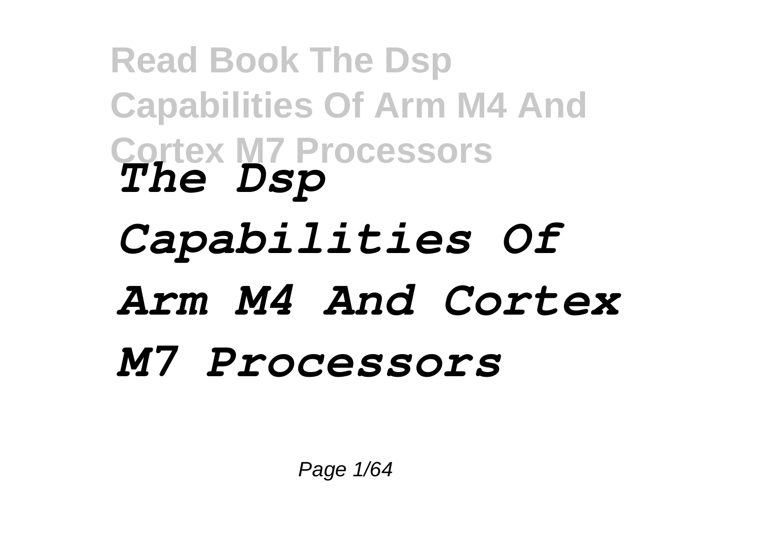# The Dsp Capabilities Of Arm M4 And Cortex M7 Processors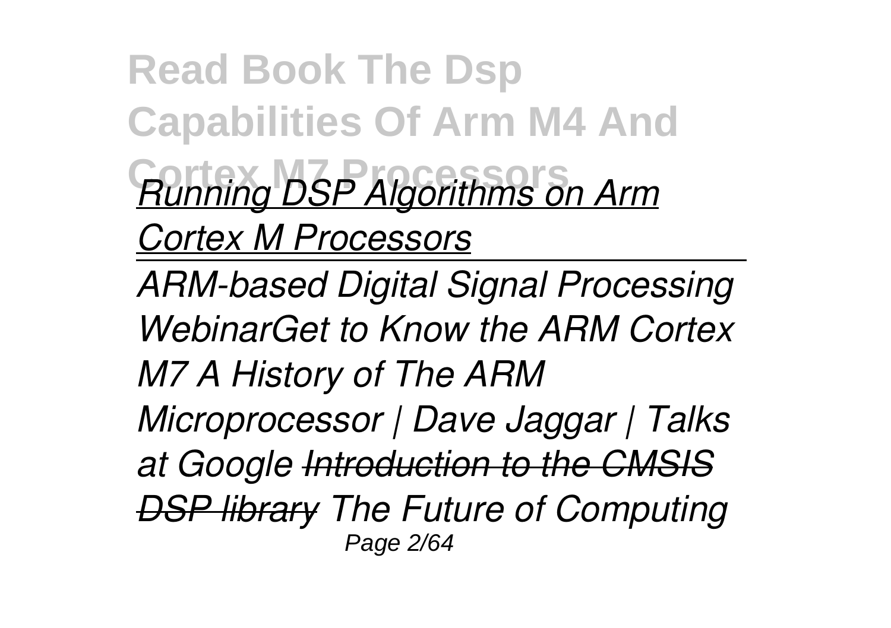*Running DSP Algorithms on Arm Cortex M Processors*

---

*ARM-based Digital Signal Processing WebinarGet to Know the ARM Cortex M7 A History of The ARM Microprocessor | Dave Jaggar | Talks at Google ~~Introduction to the CMSIS DSP library~~ The Future of Computing*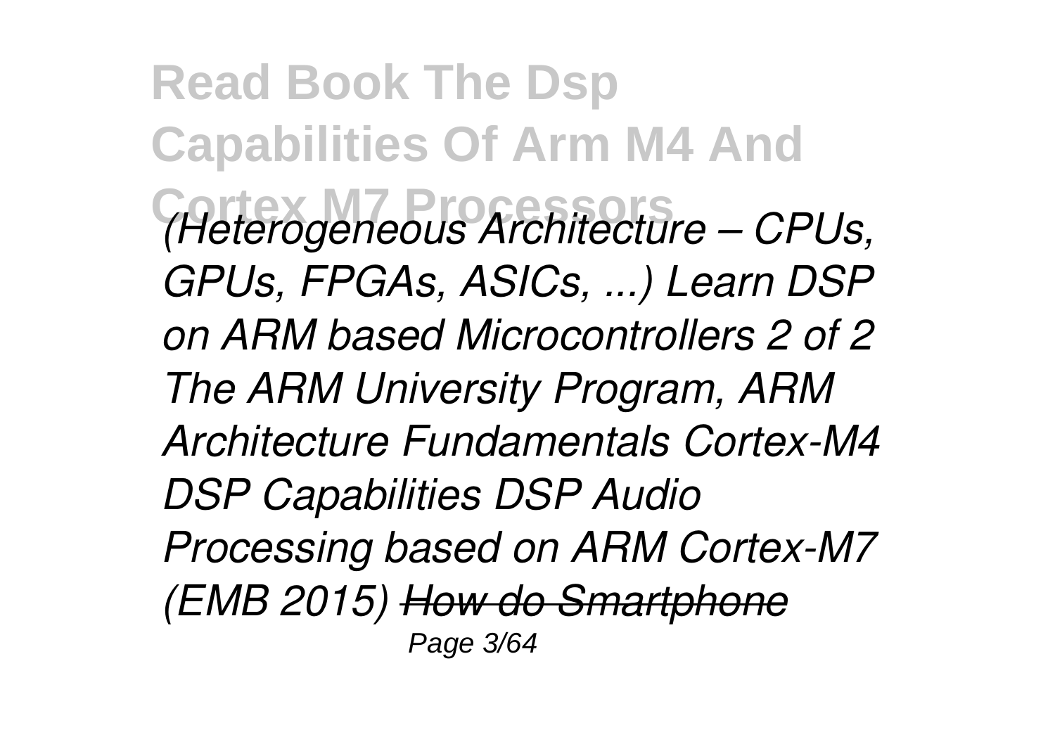*(Heterogeneous Architecture – CPUs, GPUs, FPGAs, ASICs, ...) Learn DSP on ARM based Microcontrollers 2 of 2 The ARM University Program, ARM Architecture Fundamentals Cortex-M4 DSP Capabilities DSP Audio Processing based on ARM Cortex-M7 (EMB 2015) How do Smartphone*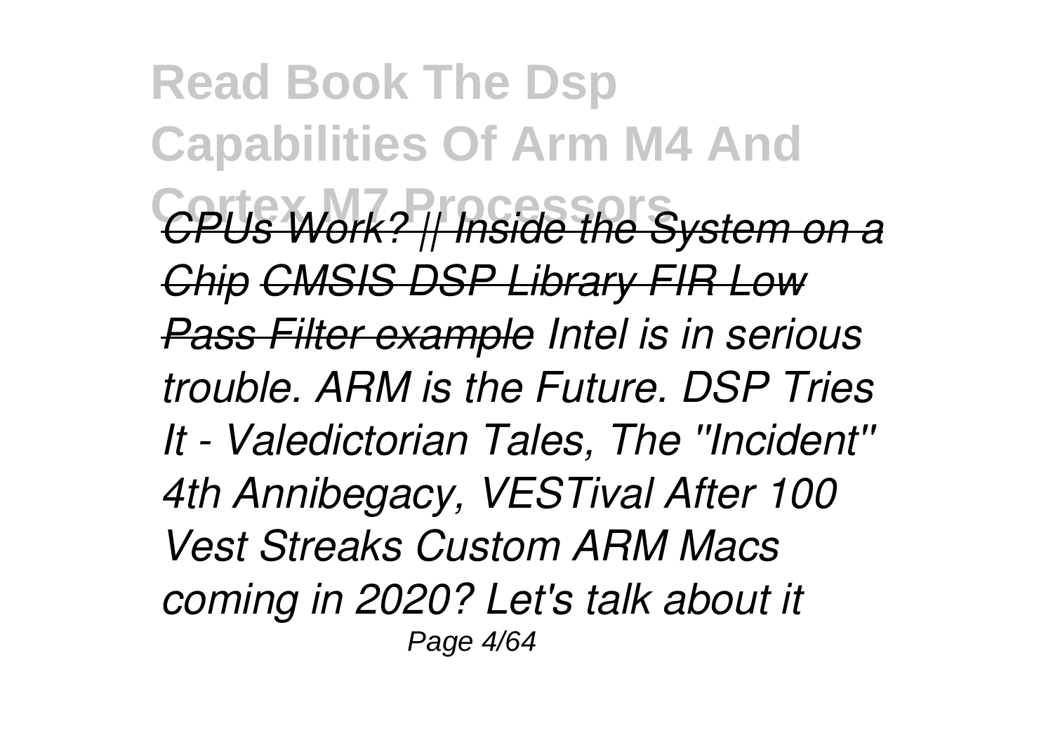*CPUs Work? || Inside the System on a Chip CMSIS DSP Library FIR Low Pass Filter example Intel is in serious trouble. ARM is the Future. DSP Tries It - Valedictorian Tales, The "Incident" 4th Annibegacy, VESTival After 100 Vest Streaks Custom ARM Macs coming in 2020? Let's talk about it*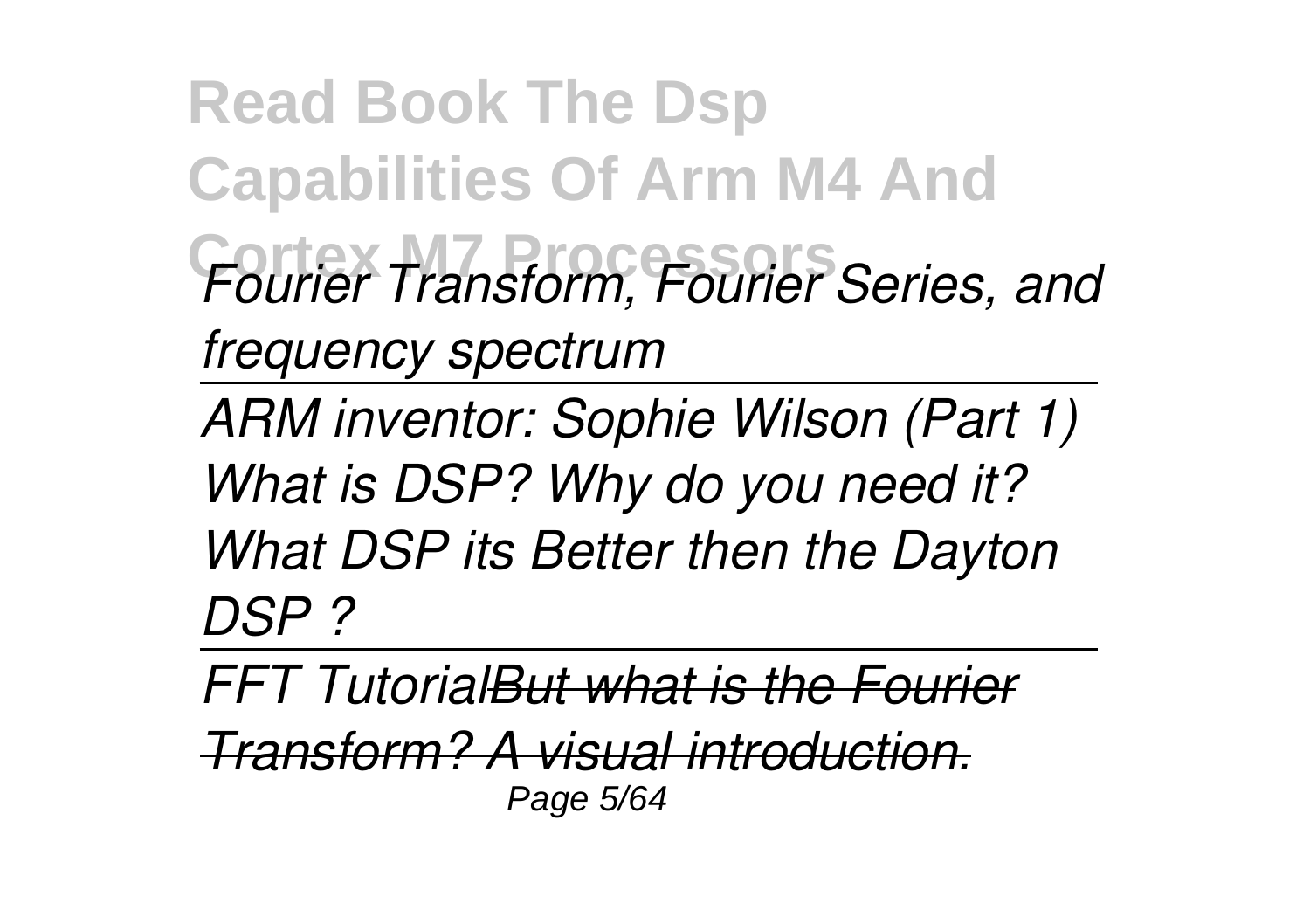*Fourier Transform, Fourier Series, and frequency spectrum*

---

*ARM inventor: Sophie Wilson (Part 1)*
*What is DSP? Why do you need it?*
*What DSP its Better then the Dayton DSP ?*

---

*FFT Tutorial*~~*But what is the Fourier Transform? A visual introduction.*~~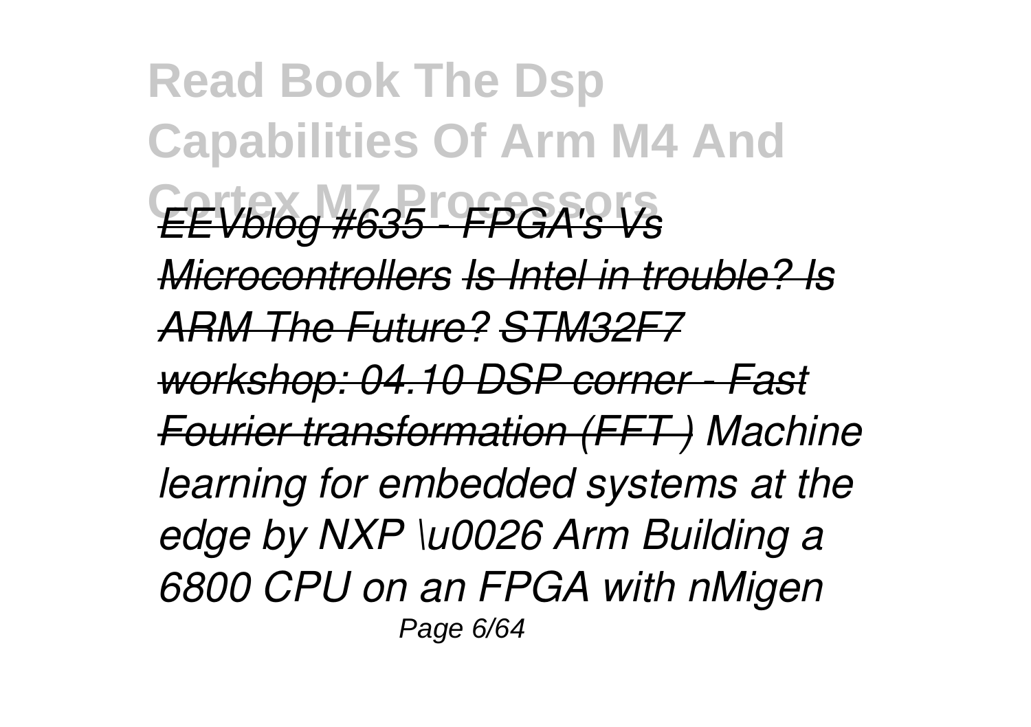*EEVblog #635 - FPGA's Vs Microcontrollers Is Intel in trouble? Is ARM The Future? STM32F7 workshop: 04.10 DSP corner - Fast Fourier transformation (FFT ) Machine learning for embedded systems at the edge by NXP \u0026 Arm Building a 6800 CPU on an FPGA with nMigen*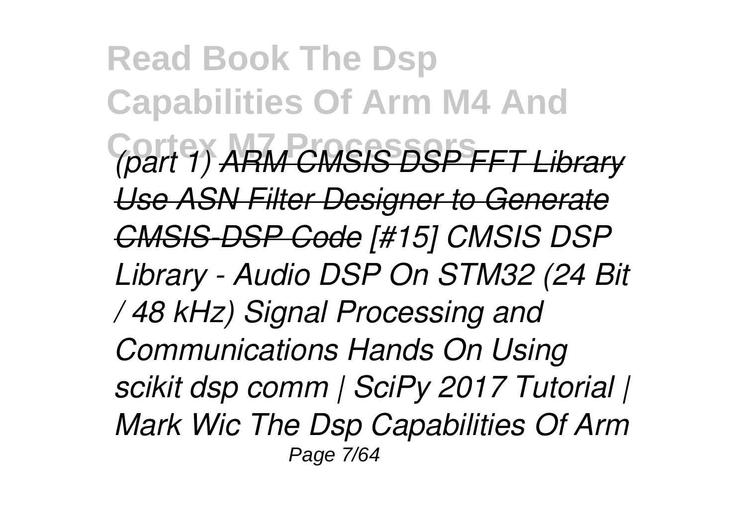*(part 1) ARM CMSIS DSP FFT Library Use ASN Filter Designer to Generate CMSIS-DSP Code [#15] CMSIS DSP Library - Audio DSP On STM32 (24 Bit / 48 kHz) Signal Processing and Communications Hands On Using scikit dsp comm | SciPy 2017 Tutorial | Mark Wic The Dsp Capabilities Of Arm*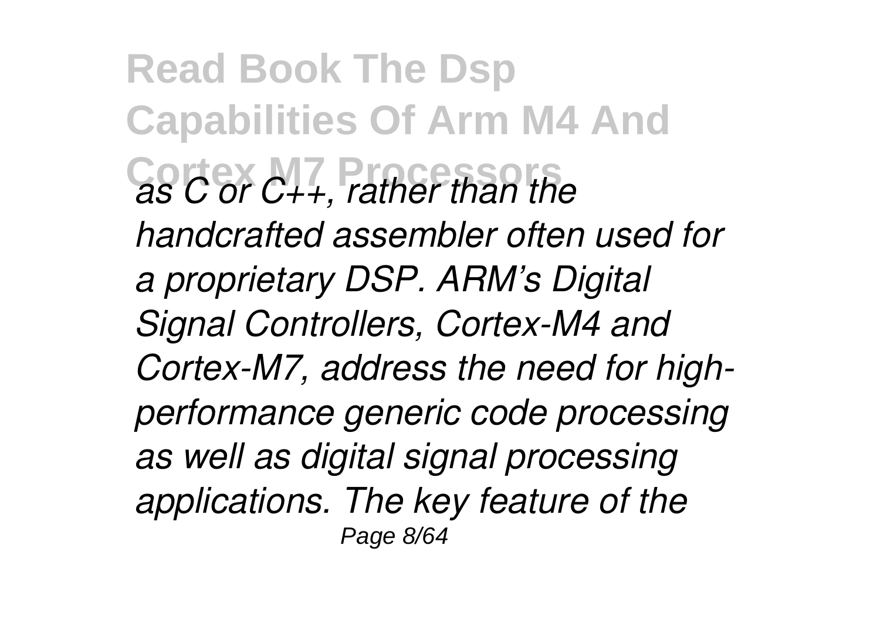*as C or C++, rather than the handcrafted assembler often used for a proprietary DSP. ARM's Digital Signal Controllers, Cortex-M4 and Cortex-M7, address the need for high-performance generic code processing as well as digital signal processing applications. The key feature of the*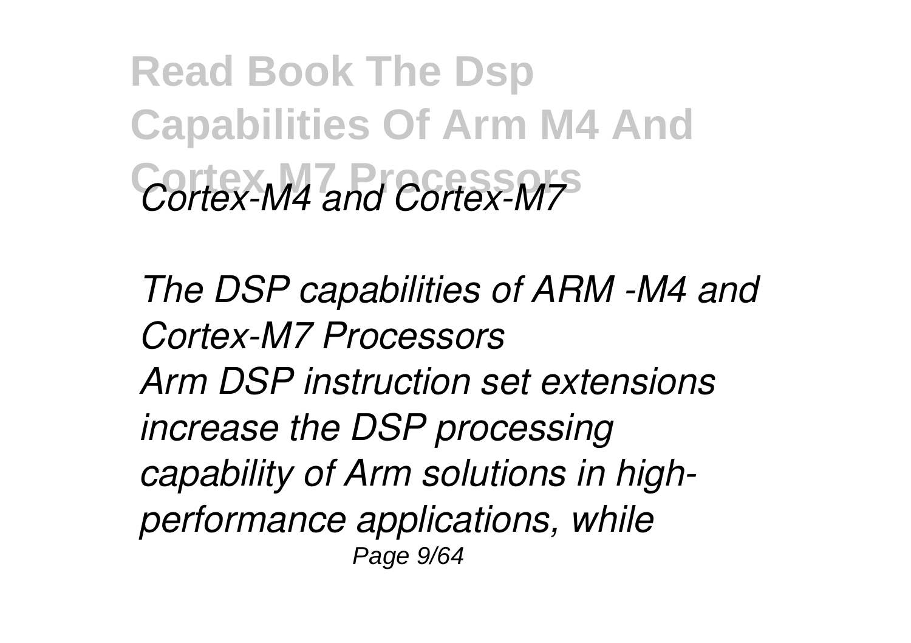*Cortex-M4 and Cortex-M7*

*The DSP capabilities of ARM -M4 and Cortex-M7 Processors*
*Arm DSP instruction set extensions increase the DSP processing capability of Arm solutions in high-performance applications, while*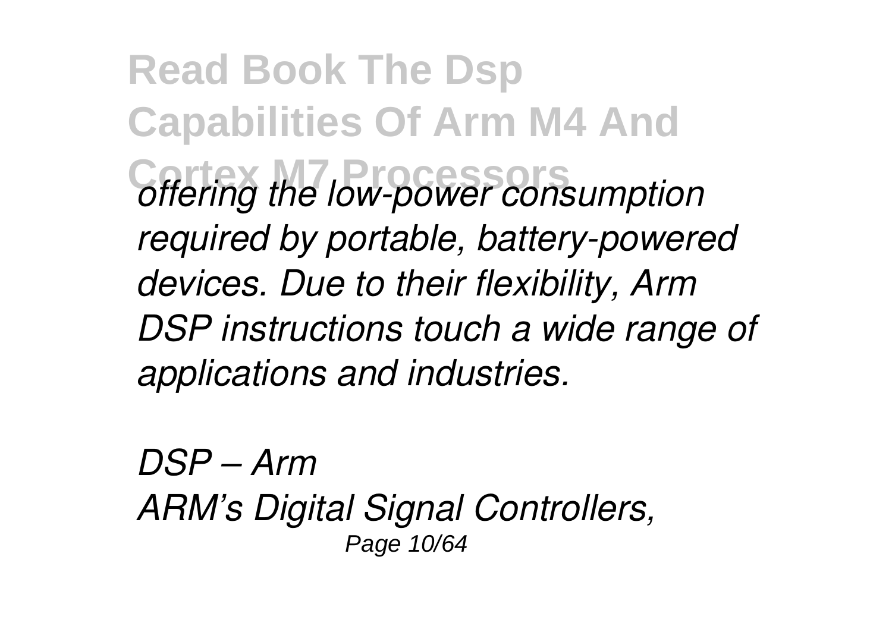*offering the low-power consumption required by portable, battery-powered devices. Due to their flexibility, Arm DSP instructions touch a wide range of applications and industries.*

*DSP – Arm*

*ARM's Digital Signal Controllers,*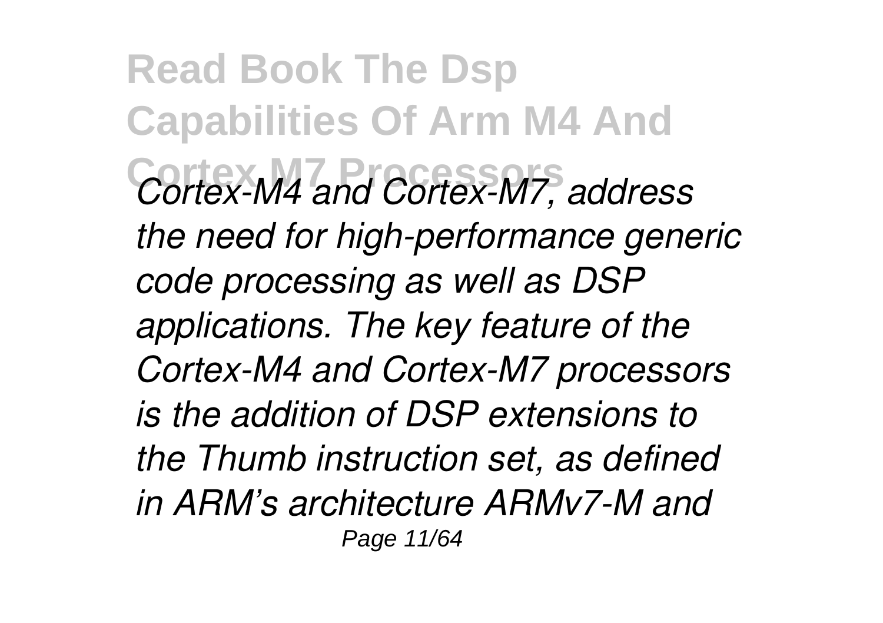*Cortex-M4 and Cortex-M7, address the need for high-performance generic code processing as well as DSP applications. The key feature of the Cortex-M4 and Cortex-M7 processors is the addition of DSP extensions to the Thumb instruction set, as defined in ARM's architecture ARMv7-M and*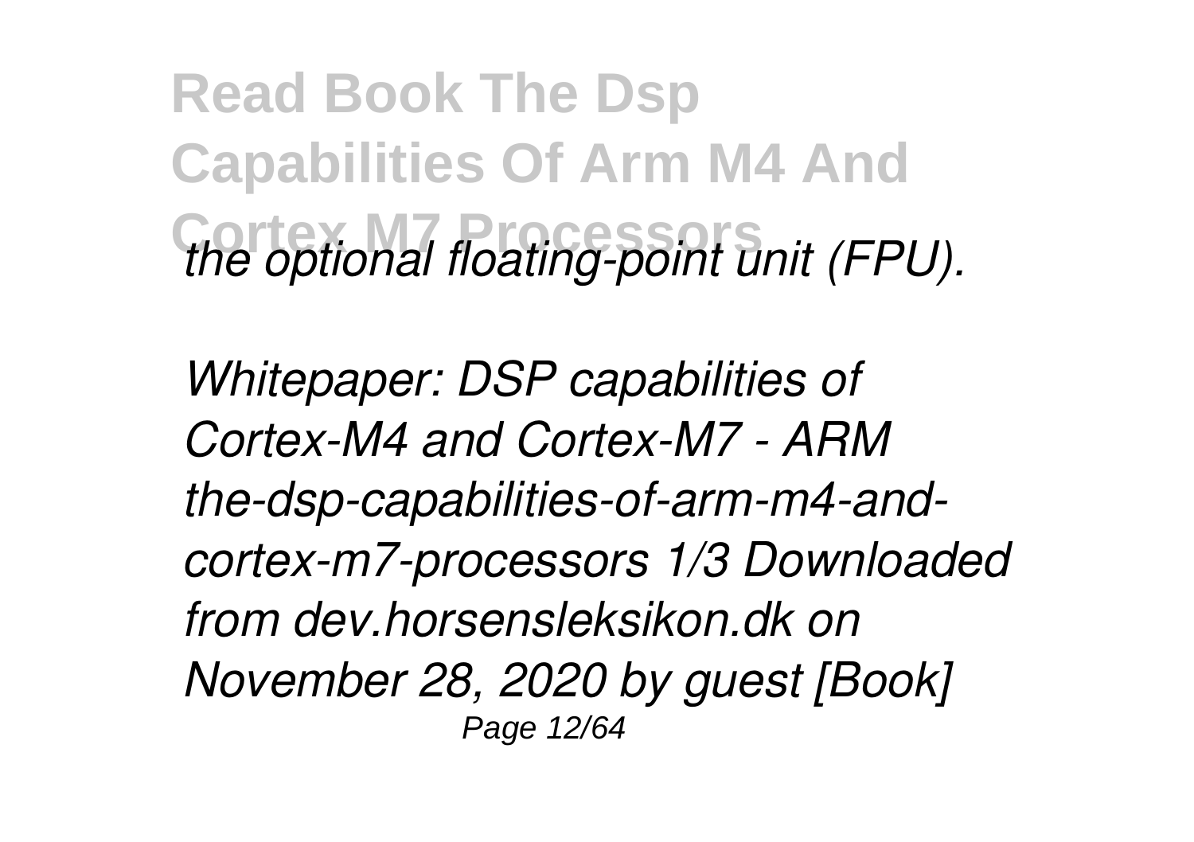*the optional floating-point unit (FPU).*

*Whitepaper: DSP capabilities of Cortex-M4 and Cortex-M7 - ARM the-dsp-capabilities-of-arm-m4-and-cortex-m7-processors 1/3 Downloaded from dev.horsensleksikon.dk on November 28, 2020 by guest [Book]*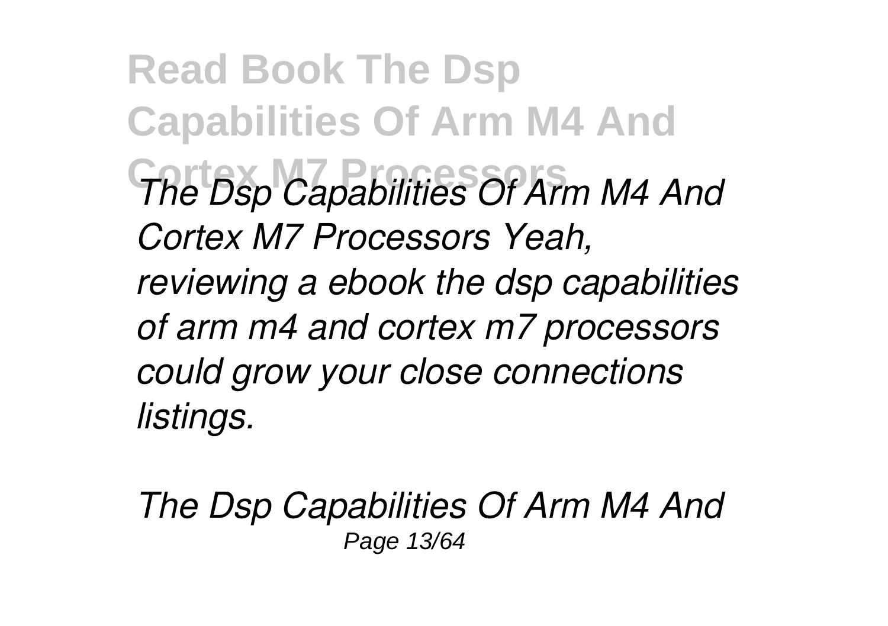*The Dsp Capabilities Of Arm M4 And Cortex M7 Processors Yeah, reviewing a ebook the dsp capabilities of arm m4 and cortex m7 processors could grow your close connections listings.*

*The Dsp Capabilities Of Arm M4 And*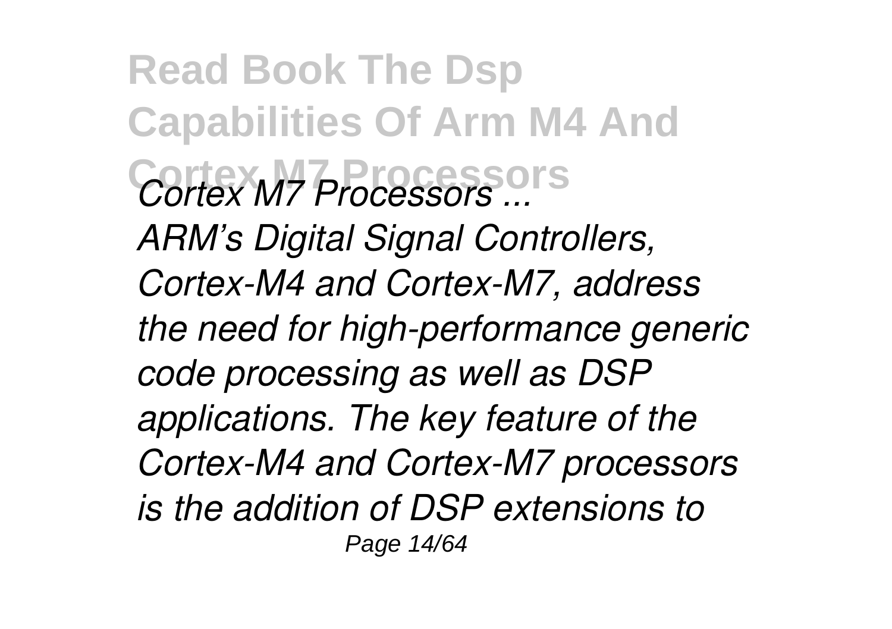**Read Book The Dsp Capabilities Of Arm M4 And Cortex M7 Processors**

*Cortex M7 Processors ...*

*ARM's Digital Signal Controllers, Cortex-M4 and Cortex-M7, address the need for high-performance generic code processing as well as DSP applications. The key feature of the Cortex-M4 and Cortex-M7 processors is the addition of DSP extensions to*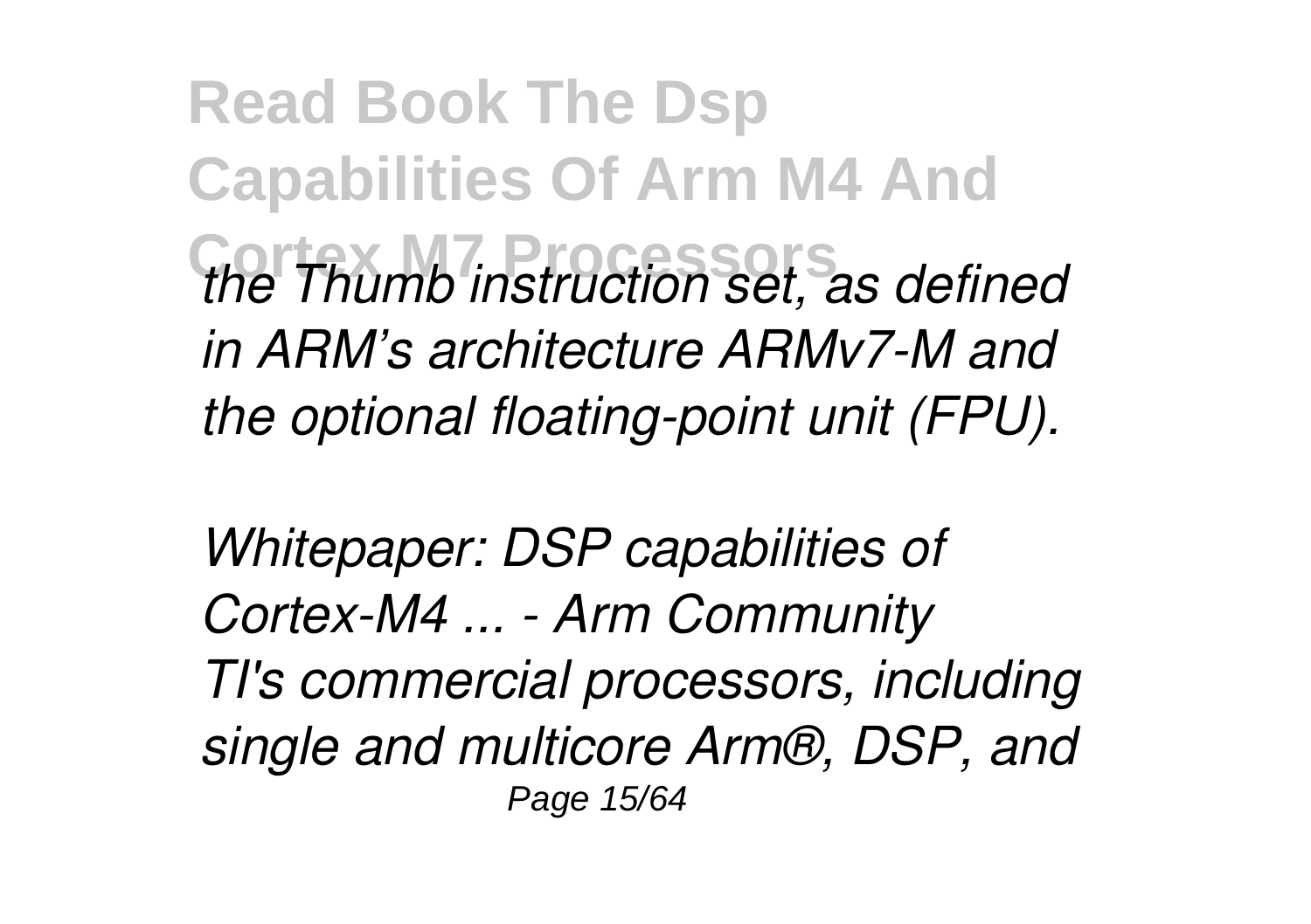*the Thumb instruction set, as defined in ARM's architecture ARMv7-M and the optional floating-point unit (FPU).*

*Whitepaper: DSP capabilities of Cortex-M4 ... - Arm Community*
*TI's commercial processors, including single and multicore Arm®, DSP, and*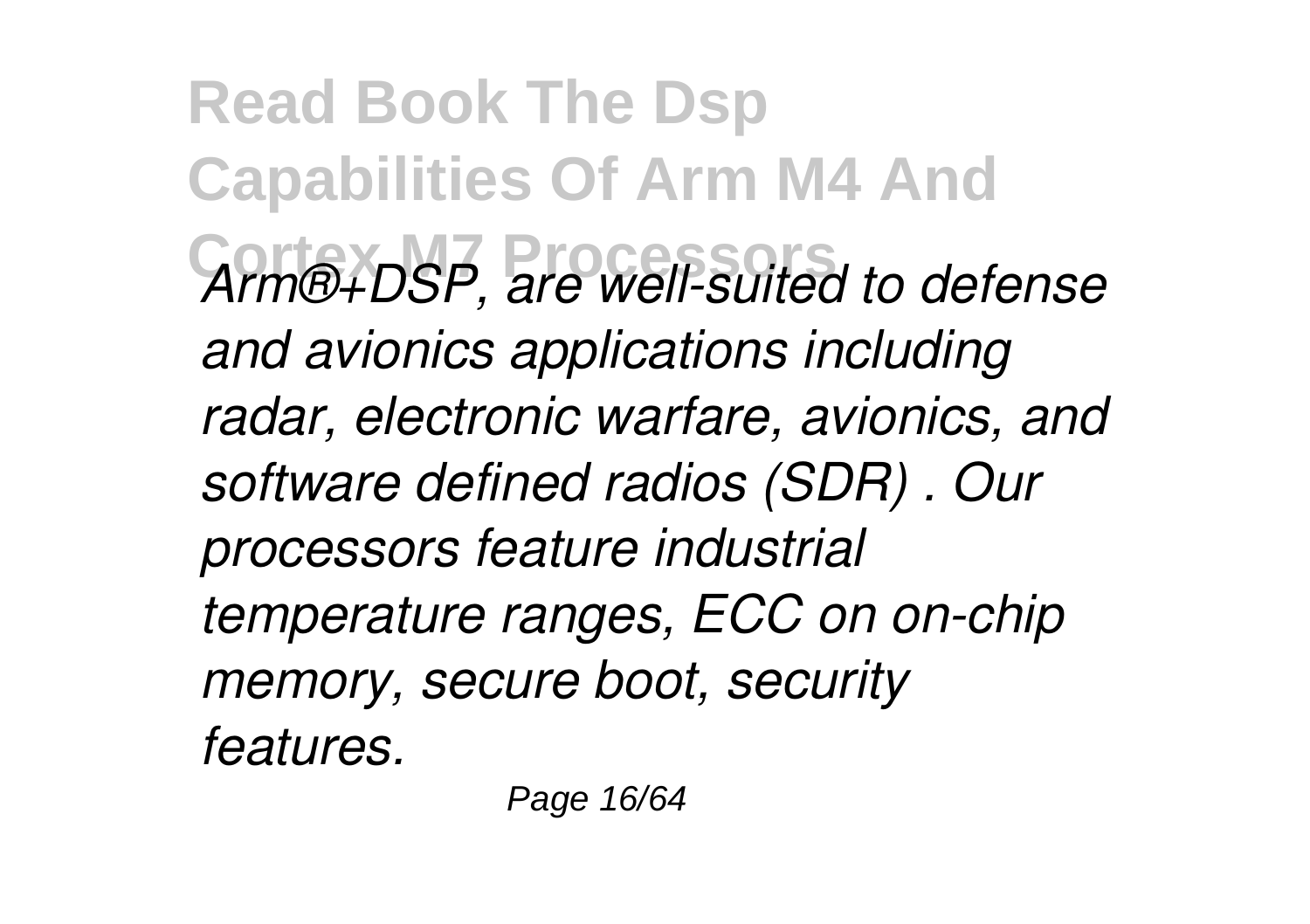*Arm®+DSP, are well-suited to defense and avionics applications including radar, electronic warfare, avionics, and software defined radios (SDR) . Our processors feature industrial temperature ranges, ECC on on-chip memory, secure boot, security features.*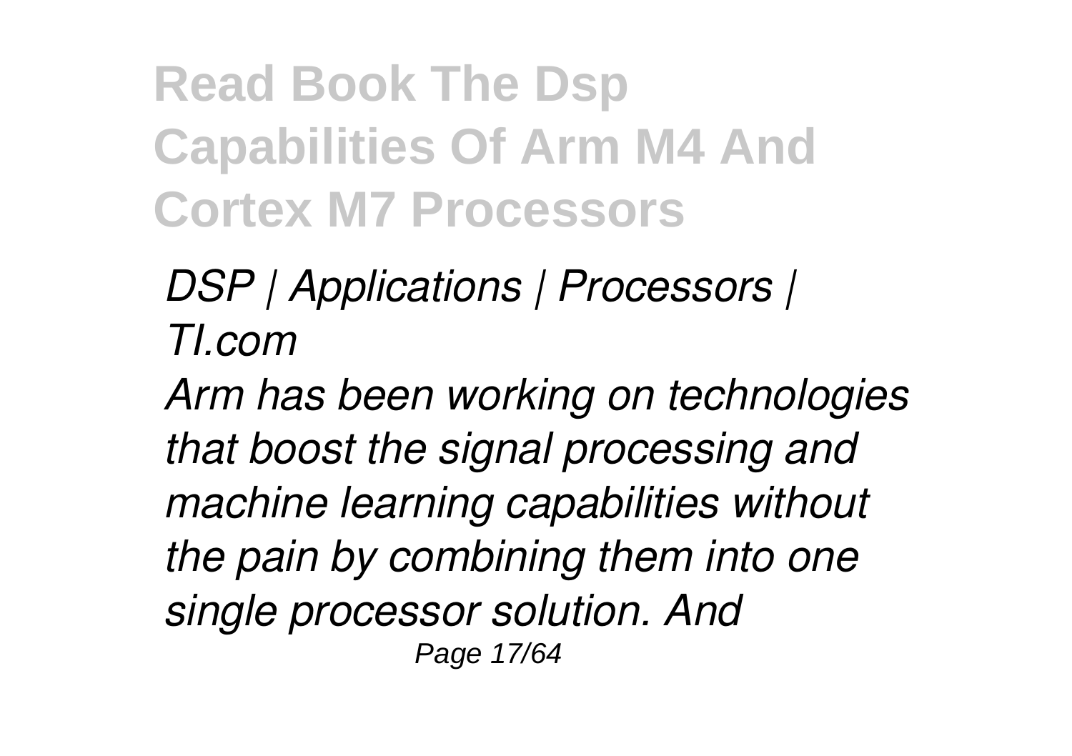*DSP | Applications | Processors | TI.com*

*Arm has been working on technologies that boost the signal processing and machine learning capabilities without the pain by combining them into one single processor solution. And*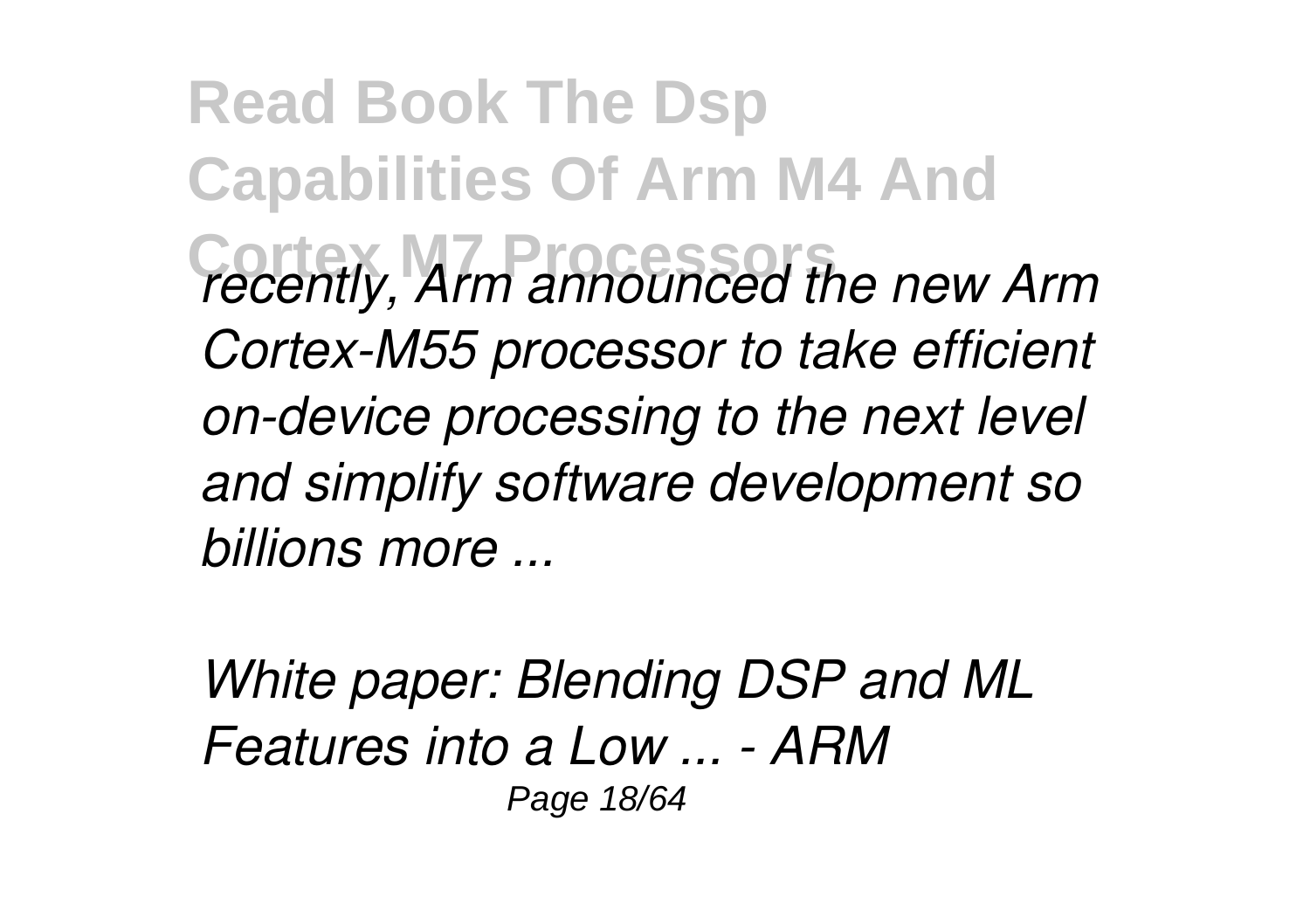*recently, Arm announced the new Arm Cortex-M55 processor to take efficient on-device processing to the next level and simplify software development so billions more ...*

*White paper: Blending DSP and ML Features into a Low ... - ARM*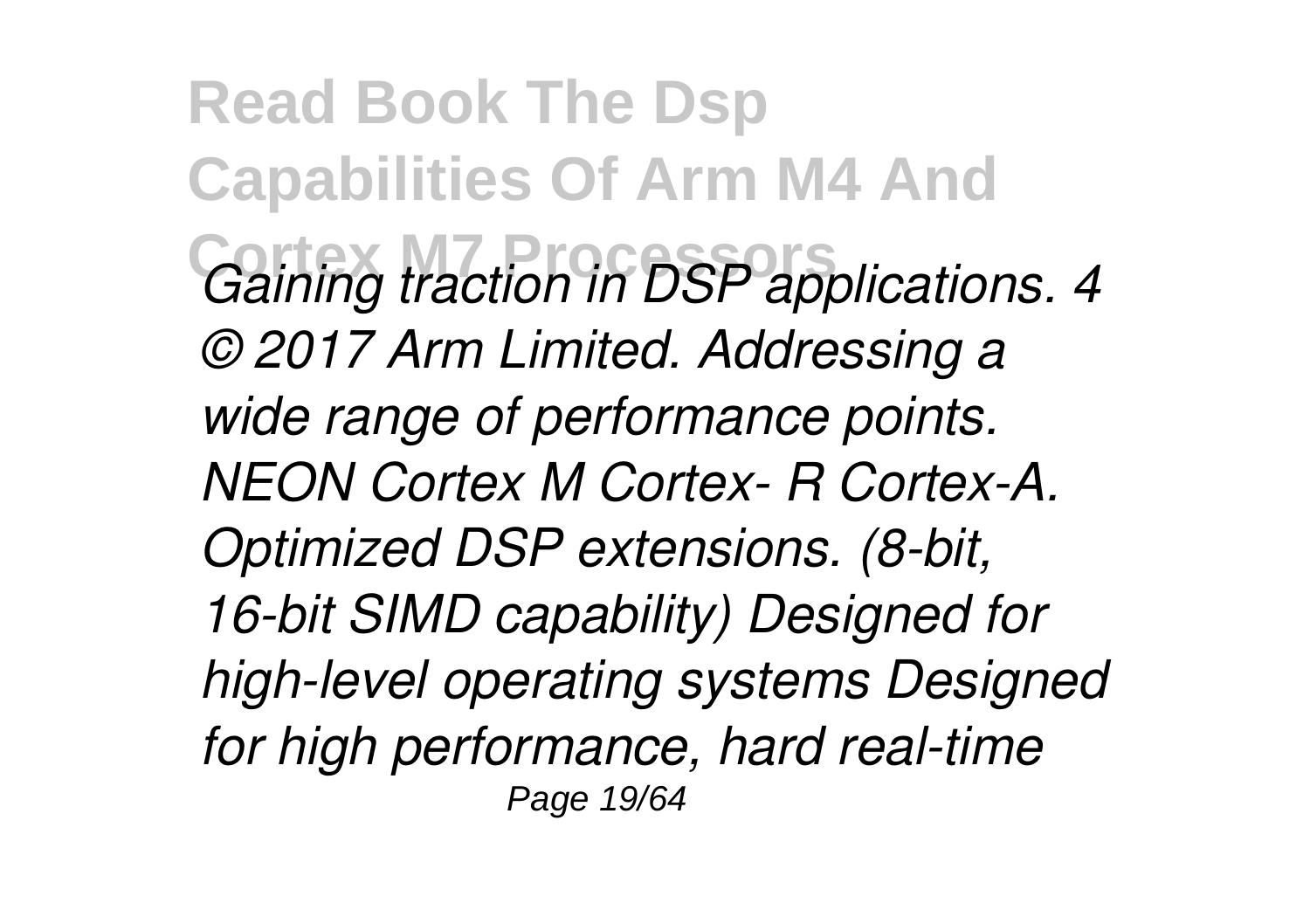*Gaining traction in DSP applications. 4 © 2017 Arm Limited. Addressing a wide range of performance points. NEON Cortex M Cortex- R Cortex-A. Optimized DSP extensions. (8-bit, 16-bit SIMD capability) Designed for high-level operating systems Designed for high performance, hard real-time*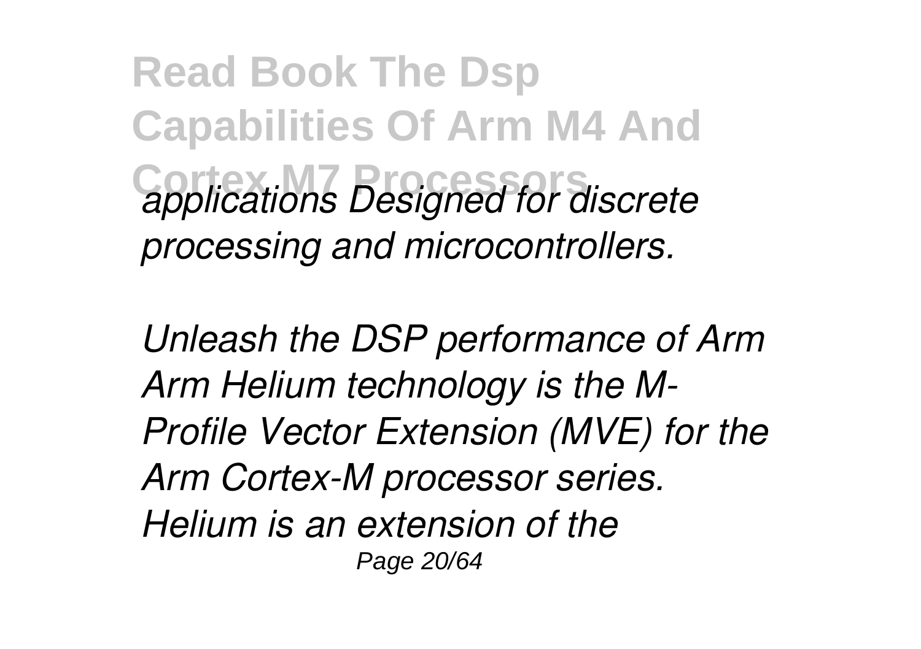*applications Designed for discrete processing and microcontrollers.*

*Unleash the DSP performance of Arm Arm Helium technology is the M-Profile Vector Extension (MVE) for the Arm Cortex-M processor series. Helium is an extension of the*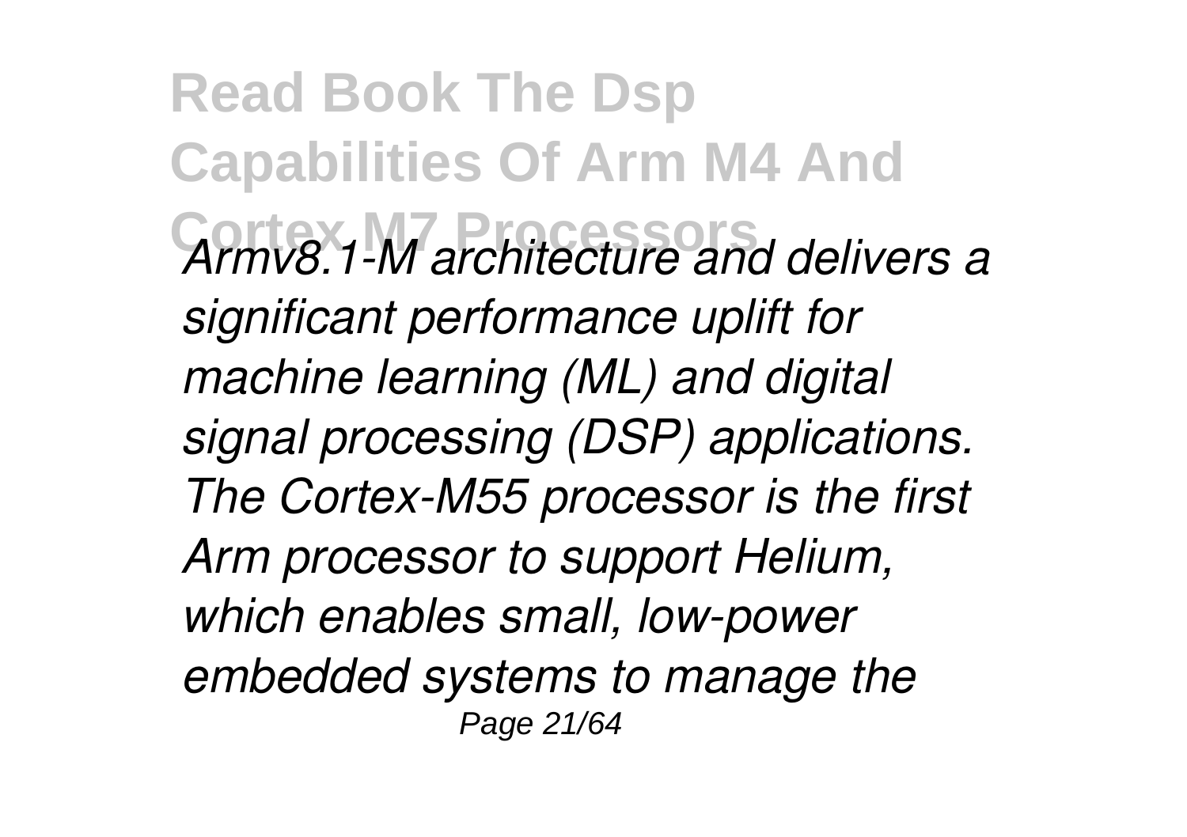*Armv8.1-M architecture and delivers a significant performance uplift for machine learning (ML) and digital signal processing (DSP) applications. The Cortex-M55 processor is the first Arm processor to support Helium, which enables small, low-power embedded systems to manage the*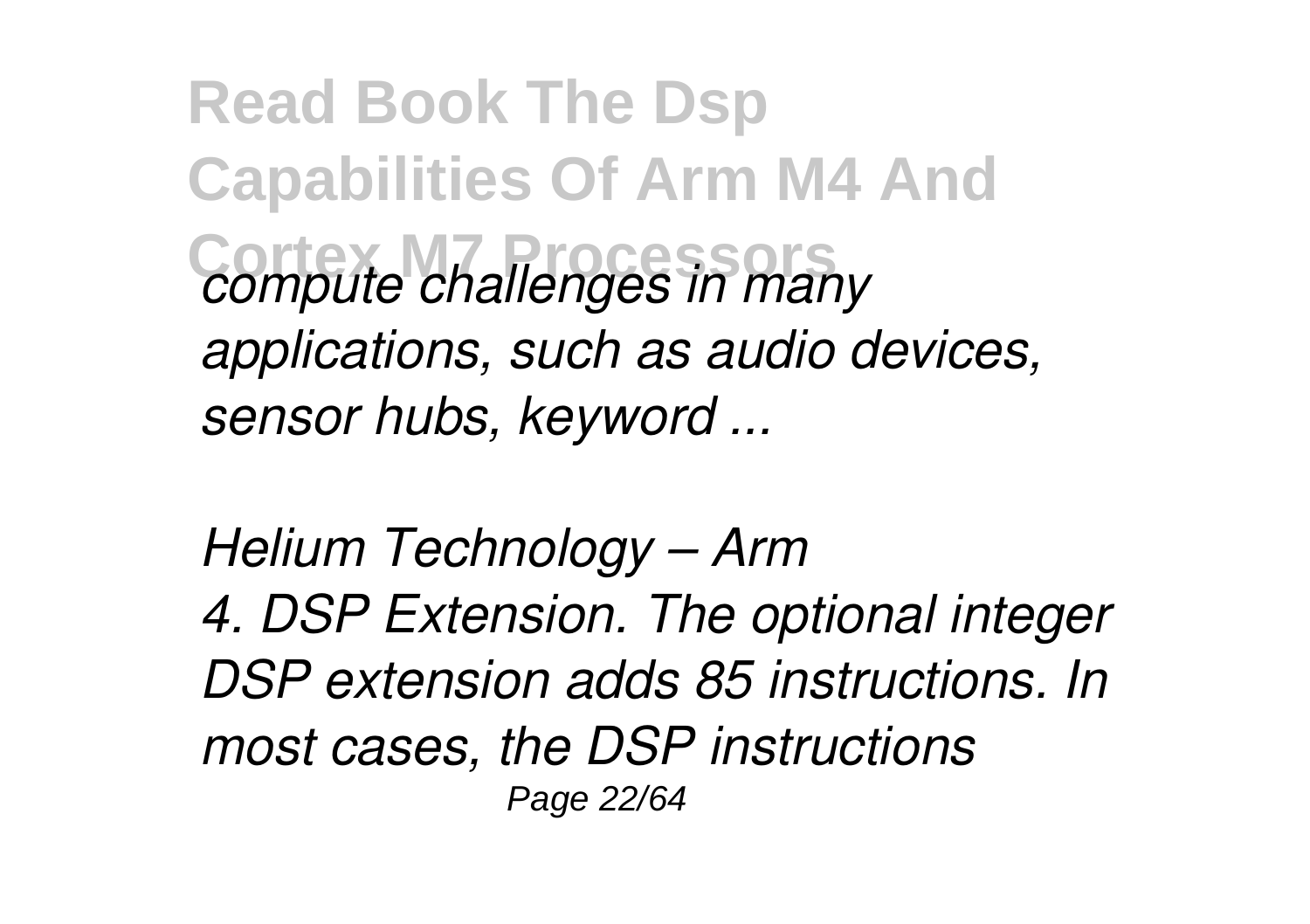*compute challenges in many applications, such as audio devices, sensor hubs, keyword ...*

*Helium Technology – Arm*

*4. DSP Extension. The optional integer DSP extension adds 85 instructions. In most cases, the DSP instructions*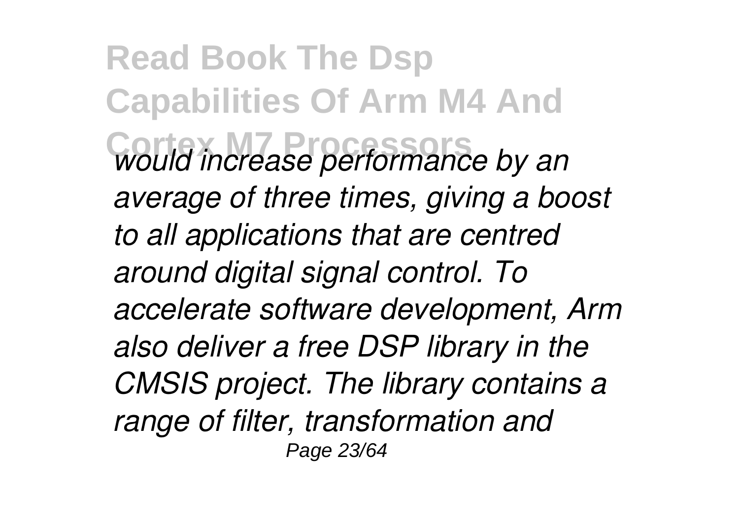*would increase performance by an average of three times, giving a boost to all applications that are centred around digital signal control. To accelerate software development, Arm also deliver a free DSP library in the CMSIS project. The library contains a range of filter, transformation and*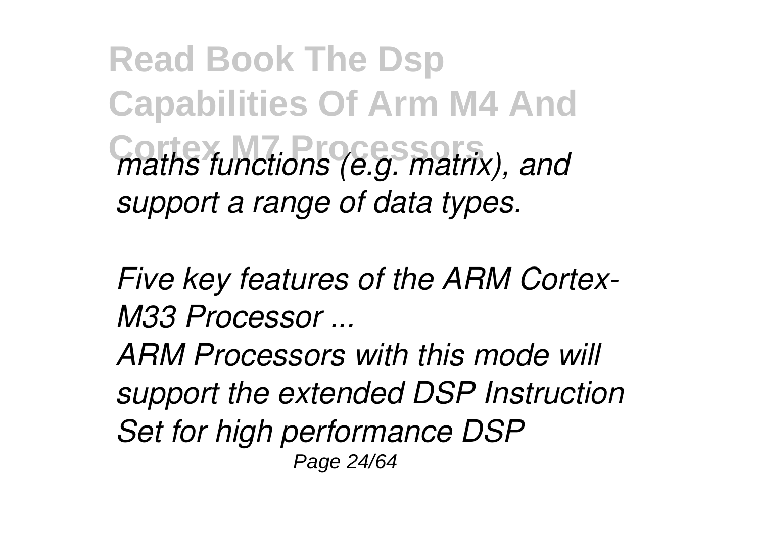*maths functions (e.g. matrix), and support a range of data types.*

*Five key features of the ARM Cortex-M33 Processor ...*

*ARM Processors with this mode will support the extended DSP Instruction Set for high performance DSP*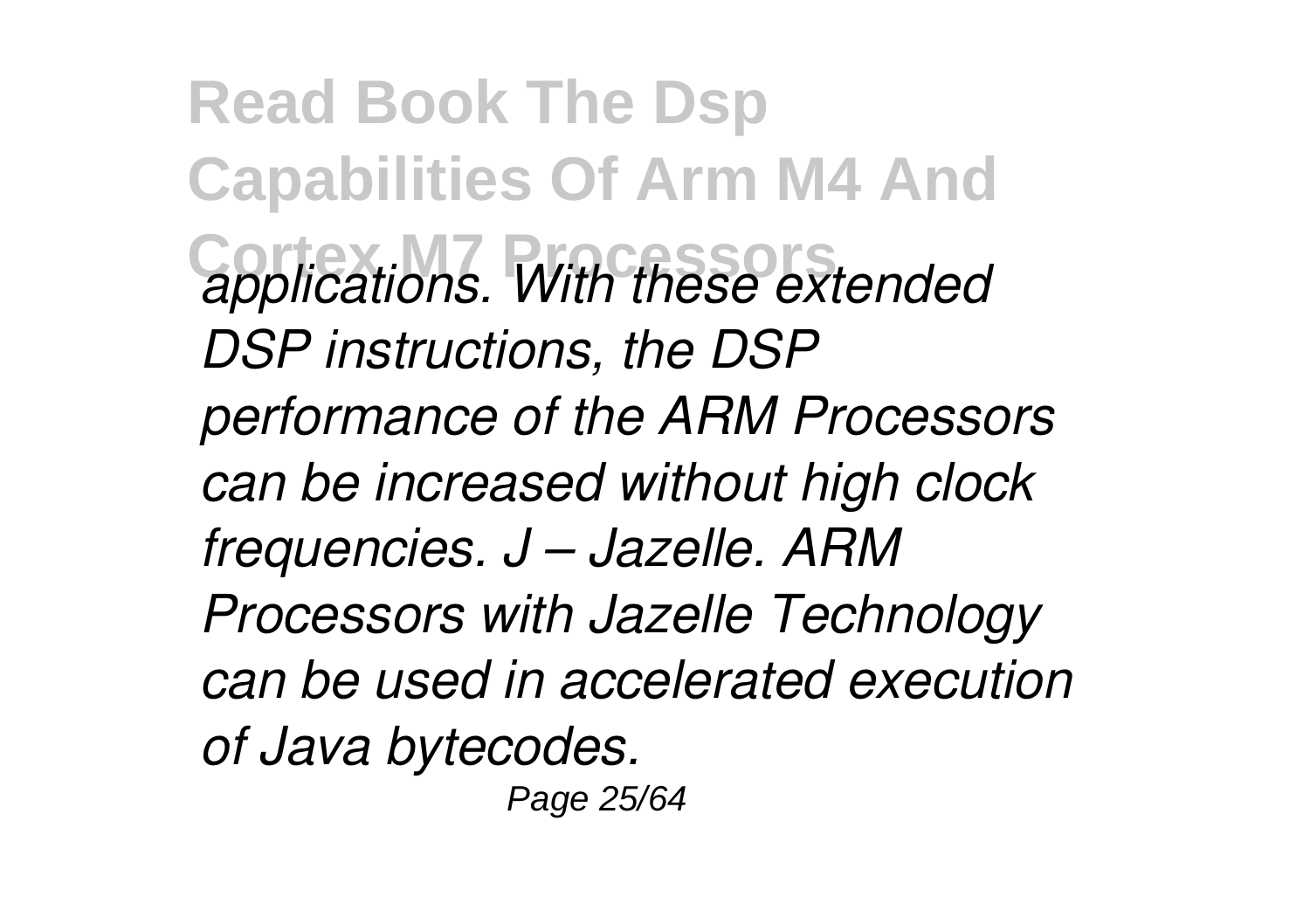*applications. With these extended DSP instructions, the DSP performance of the ARM Processors can be increased without high clock frequencies. J – Jazelle. ARM Processors with Jazelle Technology can be used in accelerated execution of Java bytecodes.*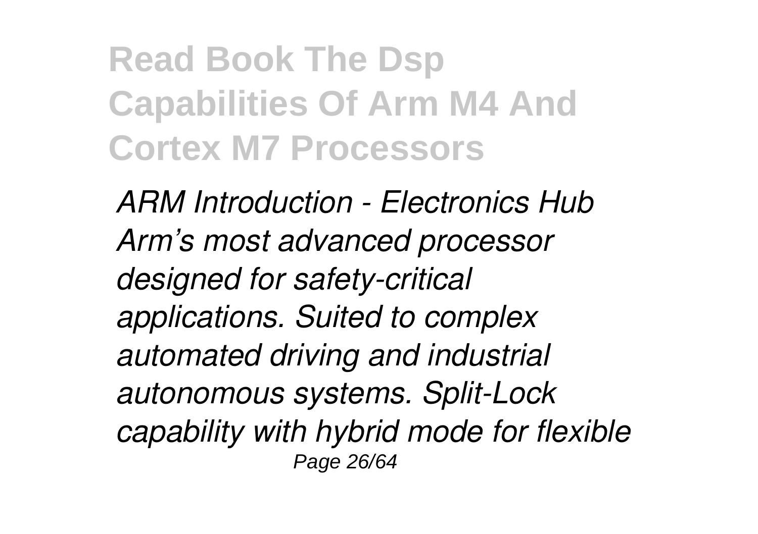# Read Book The Dsp Capabilities Of Arm M4 And Cortex M7 Processors

*ARM Introduction - Electronics Hub Arm's most advanced processor designed for safety-critical applications. Suited to complex automated driving and industrial autonomous systems. Split-Lock capability with hybrid mode for flexible*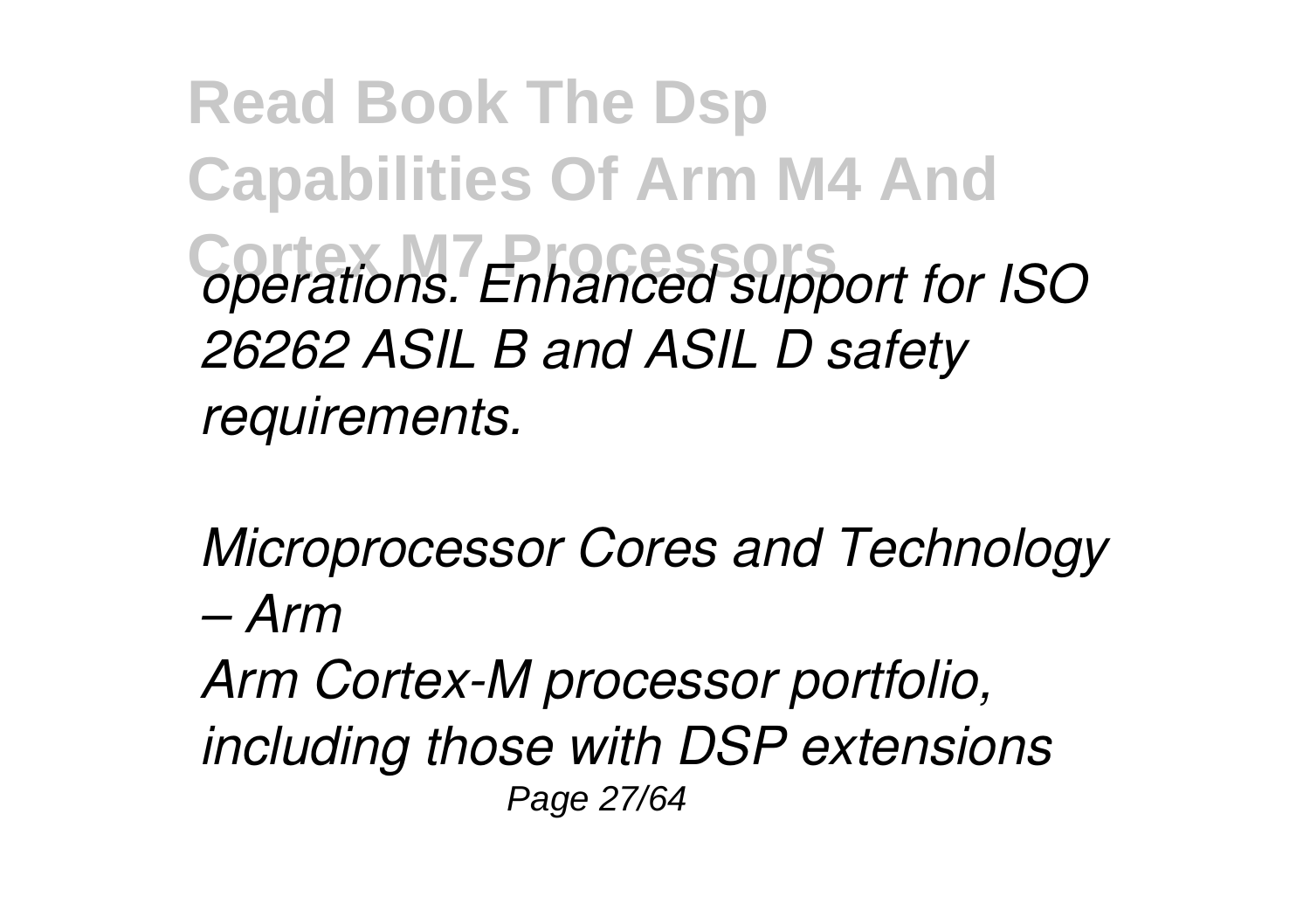*operations. Enhanced support for ISO 26262 ASIL B and ASIL D safety requirements.*

*Microprocessor Cores and Technology – Arm*

*Arm Cortex-M processor portfolio, including those with DSP extensions*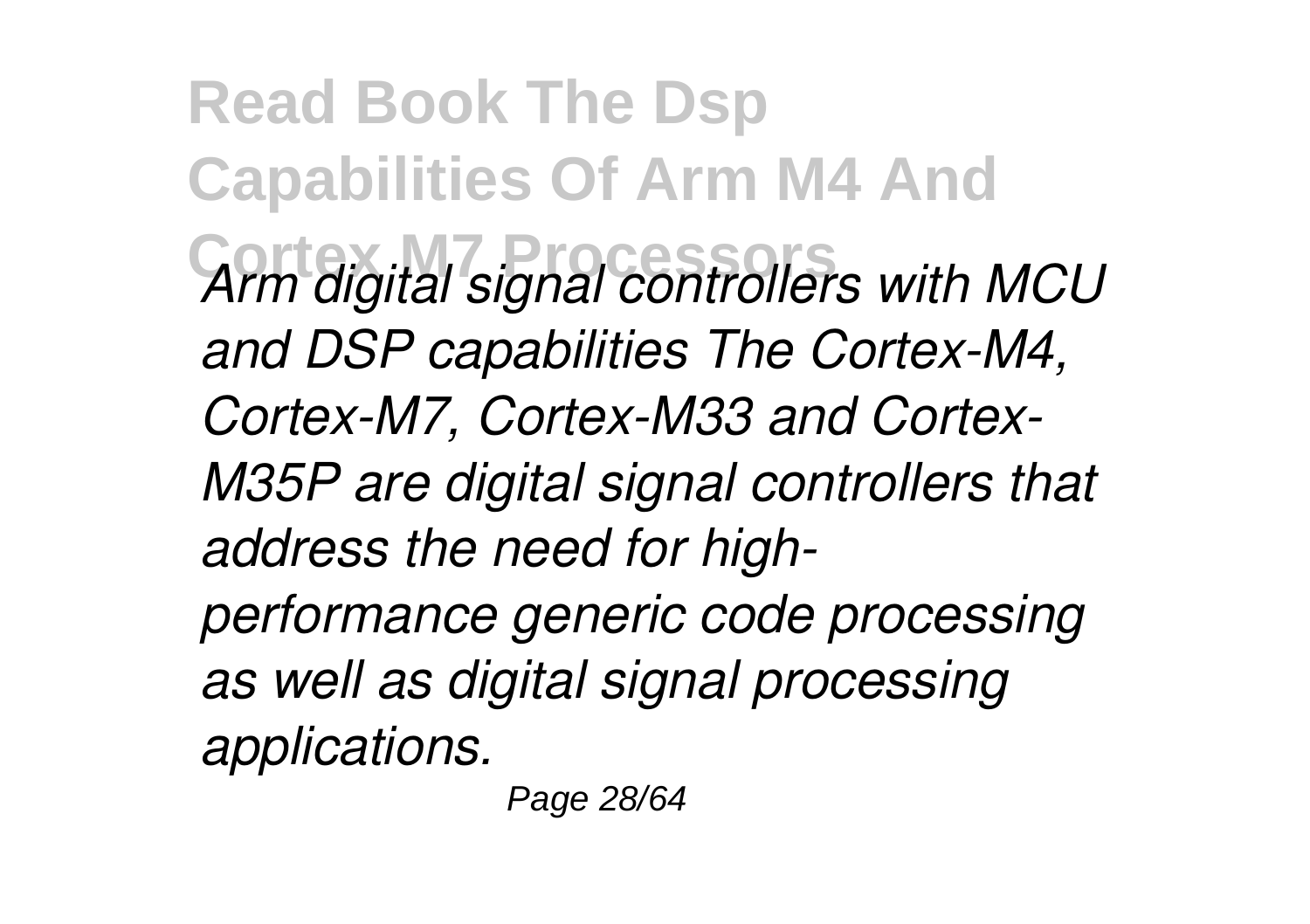*Arm digital signal controllers with MCU and DSP capabilities The Cortex-M4, Cortex-M7, Cortex-M33 and Cortex-M35P are digital signal controllers that address the need for high-performance generic code processing as well as digital signal processing applications.*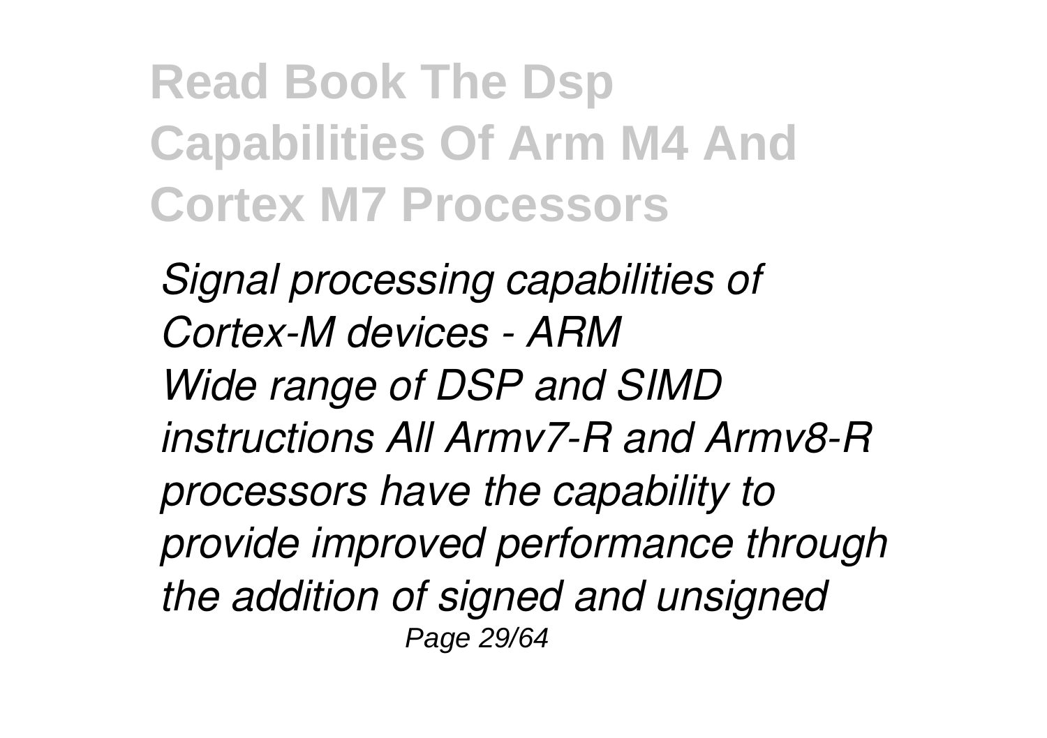*Signal processing capabilities of Cortex-M devices - ARM*
*Wide range of DSP and SIMD instructions All Armv7-R and Armv8-R processors have the capability to provide improved performance through the addition of signed and unsigned*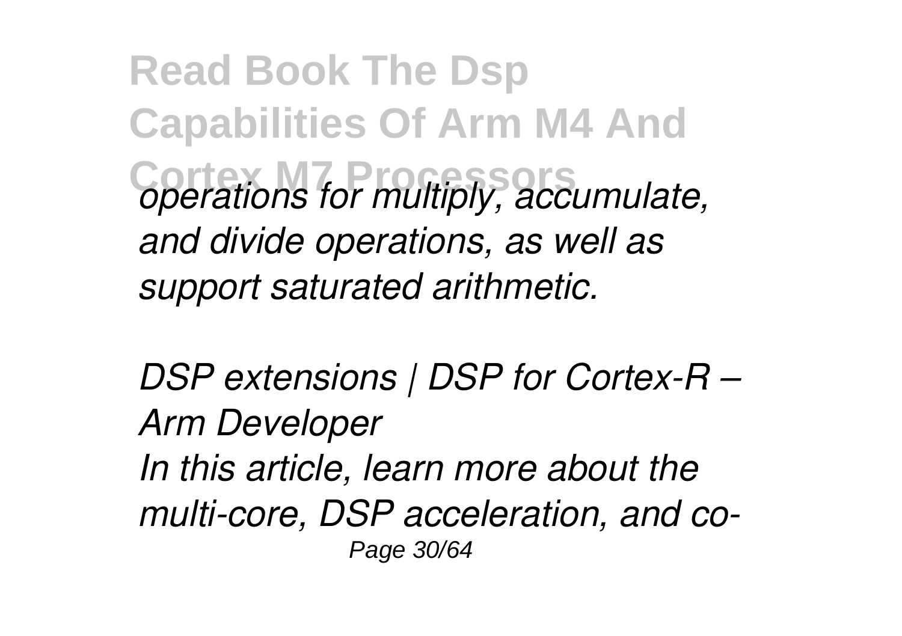*operations for multiply, accumulate, and divide operations, as well as support saturated arithmetic.*

*DSP extensions | DSP for Cortex-R – Arm Developer*

*In this article, learn more about the multi-core, DSP acceleration, and co-*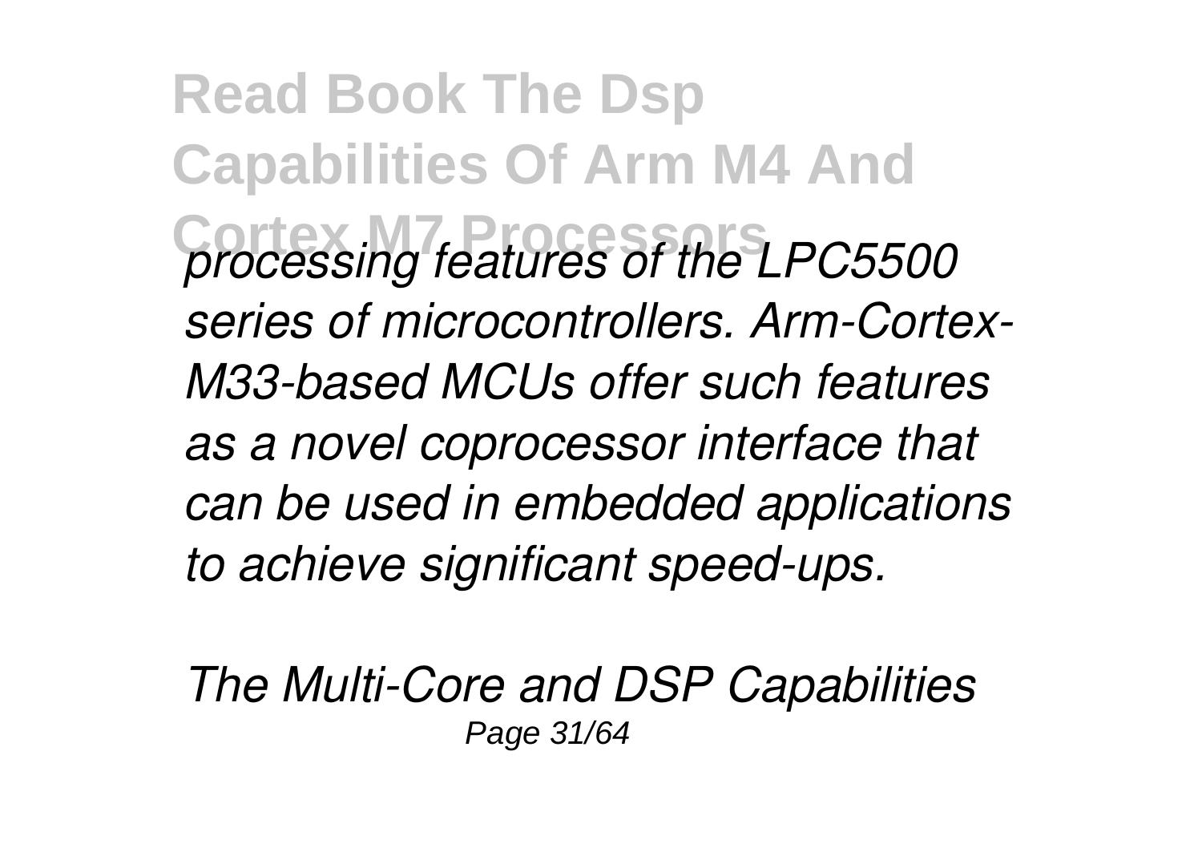*processing features of the LPC5500 series of microcontrollers. Arm-Cortex-M33-based MCUs offer such features as a novel coprocessor interface that can be used in embedded applications to achieve significant speed-ups.*

*The Multi-Core and DSP Capabilities*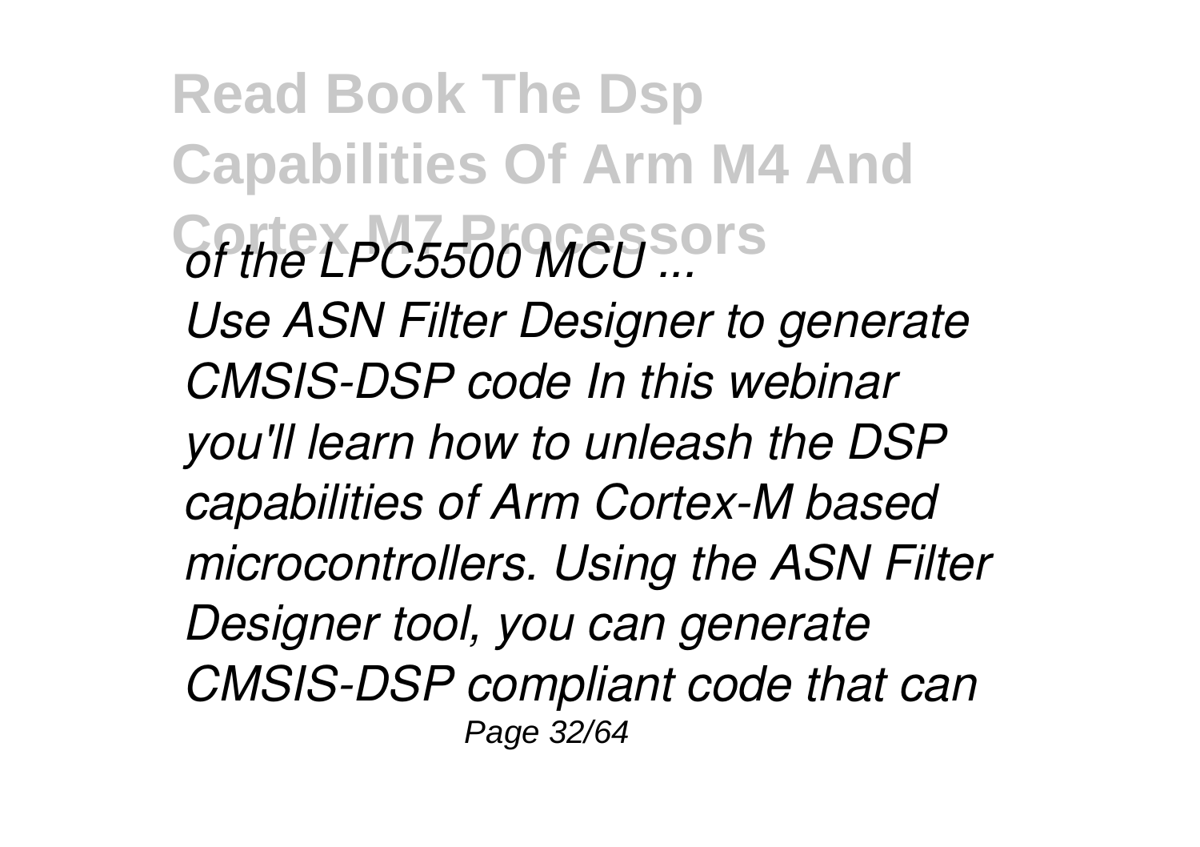*of the LPC5500 MCU ...*

*Use ASN Filter Designer to generate CMSIS-DSP code In this webinar you'll learn how to unleash the DSP capabilities of Arm Cortex-M based microcontrollers. Using the ASN Filter Designer tool, you can generate CMSIS-DSP compliant code that can*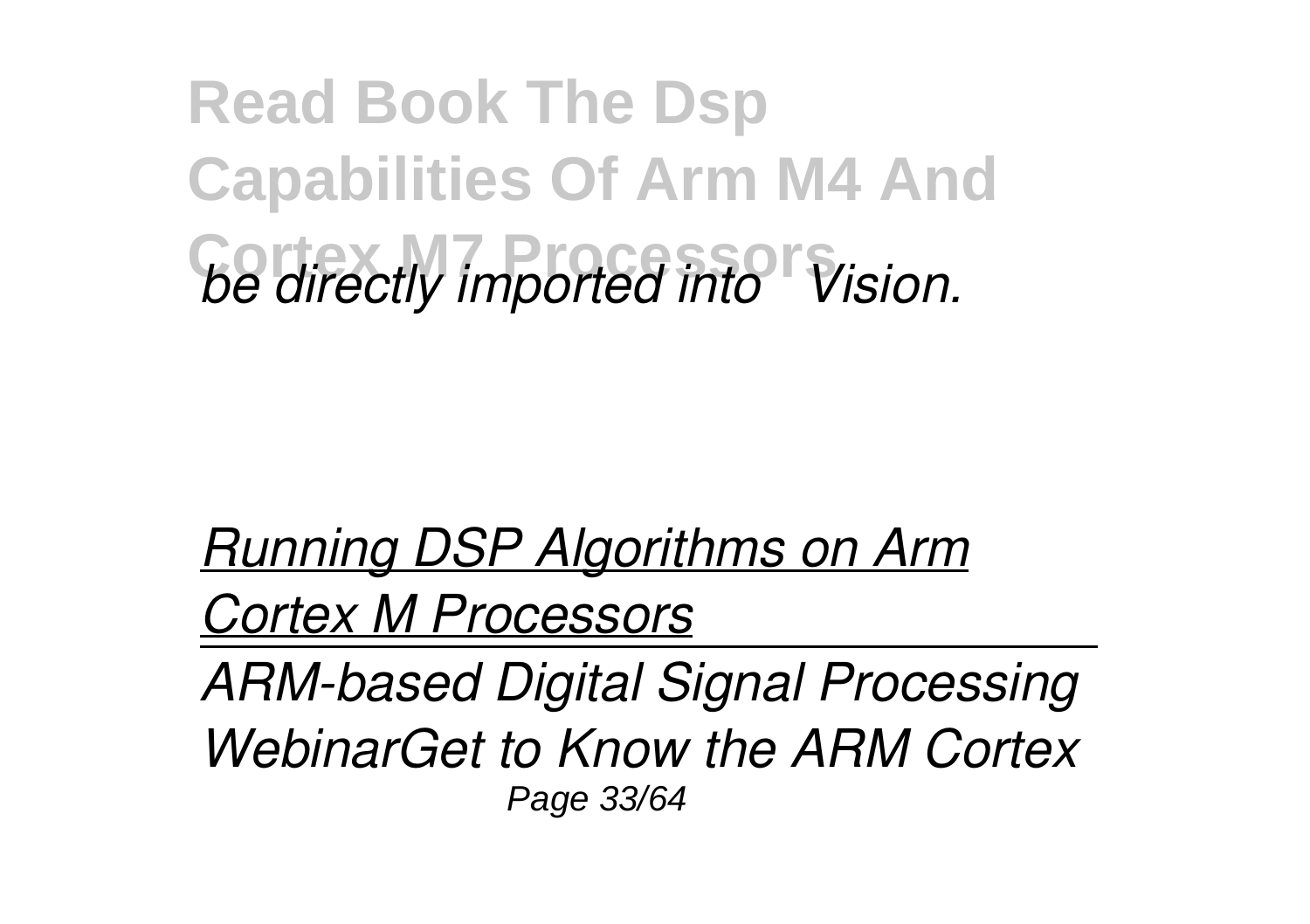*be directly imported into Vision.*

*Running DSP Algorithms on Arm Cortex M Processors*

*ARM-based Digital Signal Processing WebinarGet to Know the ARM Cortex*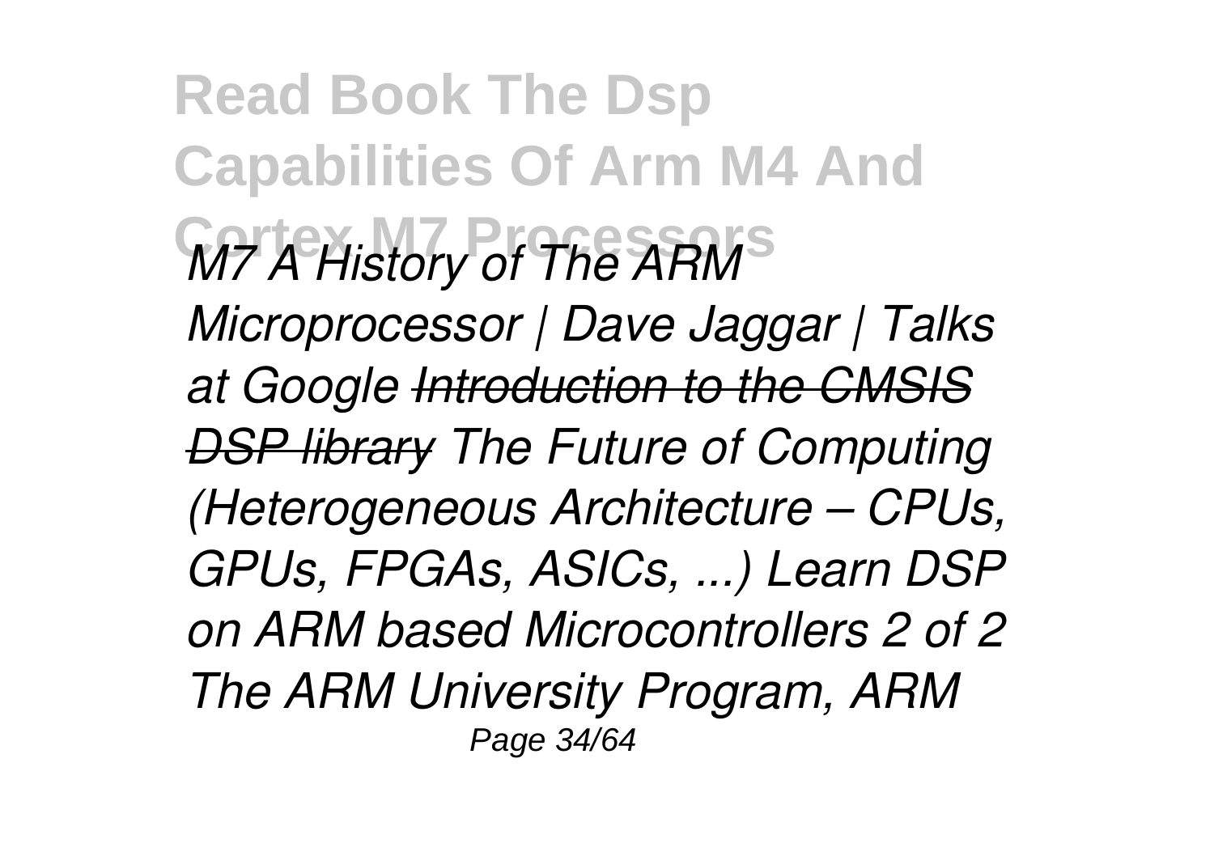**Read Book The Dsp Capabilities Of Arm M4 And Cortex M7 Processors**

*M7 A History of The ARM Microprocessor | Dave Jaggar | Talks at Google ~~Introduction to the CMSIS DSP library~~ The Future of Computing (Heterogeneous Architecture – CPUs, GPUs, FPGAs, ASICs, ...) Learn DSP on ARM based Microcontrollers 2 of 2 The ARM University Program, ARM*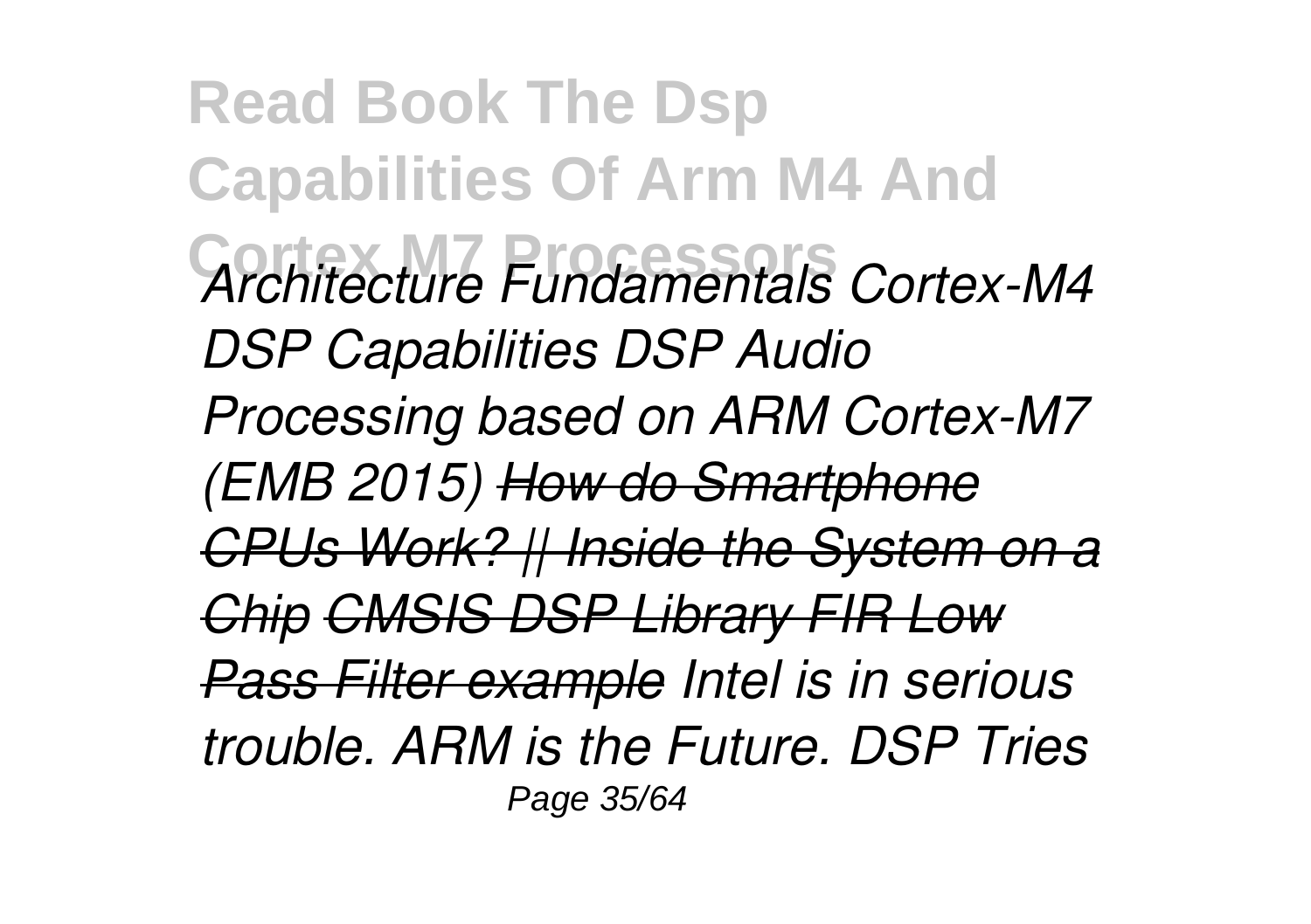*Architecture Fundamentals Cortex-M4 DSP Capabilities DSP Audio Processing based on ARM Cortex-M7 (EMB 2015)* ~~*How do Smartphone CPUs Work? || Inside the System on a Chip*~~ ~~*CMSIS DSP Library FIR Low Pass Filter example*~~ *Intel is in serious trouble. ARM is the Future. DSP Tries*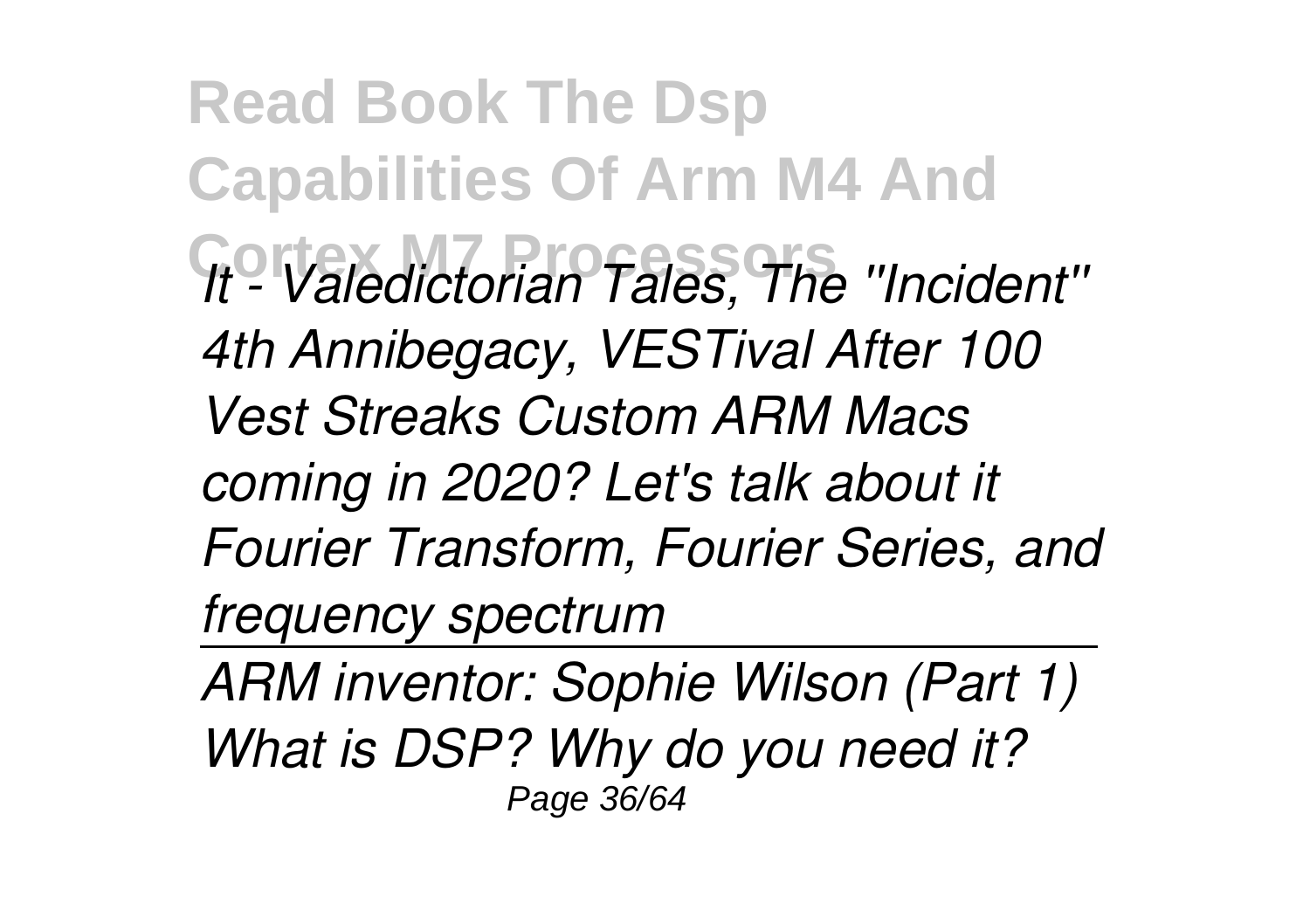*It - Valedictorian Tales, The ''Incident'' 4th Annibegacy, VESTival After 100 Vest Streaks Custom ARM Macs coming in 2020? Let's talk about it Fourier Transform, Fourier Series, and frequency spectrum*

---

*ARM inventor: Sophie Wilson (Part 1) What is DSP? Why do you need it?*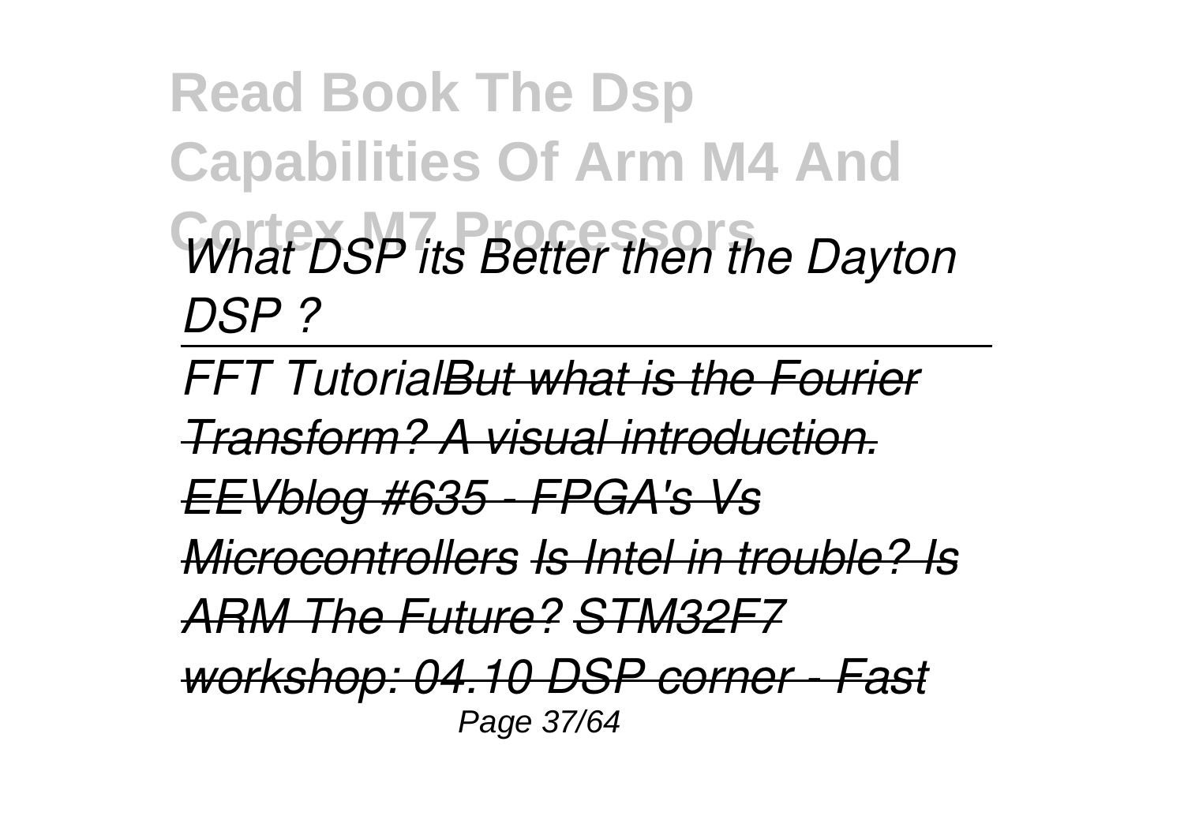**Read Book The Dsp Capabilities Of Arm M4 And Cortex M7 Processors**

*What DSP its Better then the Dayton DSP ?*

---

*FFT Tutorial~~But what is the Fourier Transform? A visual introduction.~~ ~~EEVblog #635 - FPGA's Vs Microcontrollers~~ ~~Is Intel in trouble? Is ARM The Future?~~ ~~STM32F7 workshop: 04.10 DSP corner - Fast~~*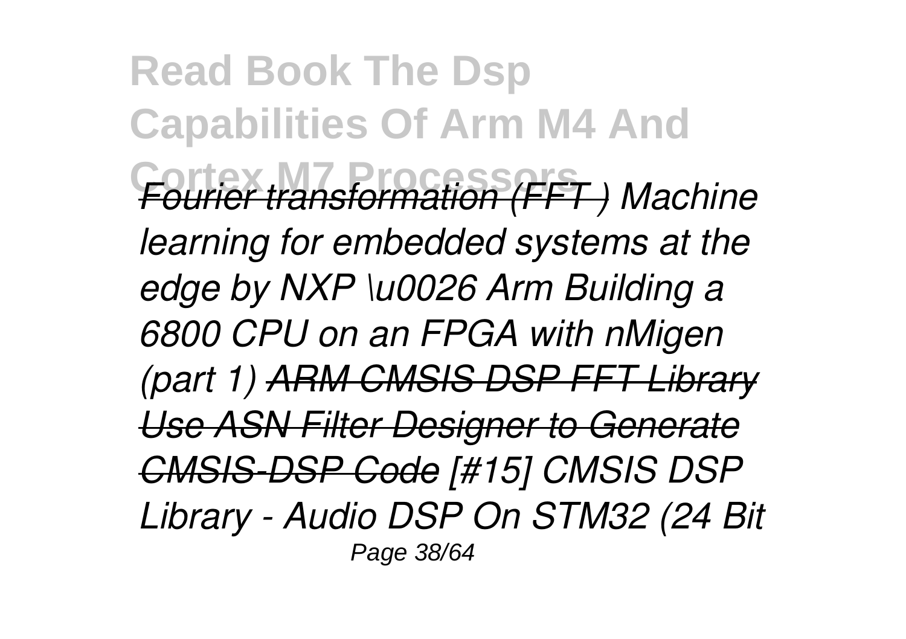*Fourier transformation (FFT ) Machine learning for embedded systems at the edge by NXP \u0026 Arm Building a 6800 CPU on an FPGA with nMigen (part 1) ~~ARM CMSIS DSP FFT Library~~ ~~Use ASN Filter Designer to Generate CMSIS-DSP Code~~ [#15] CMSIS DSP Library - Audio DSP On STM32 (24 Bit*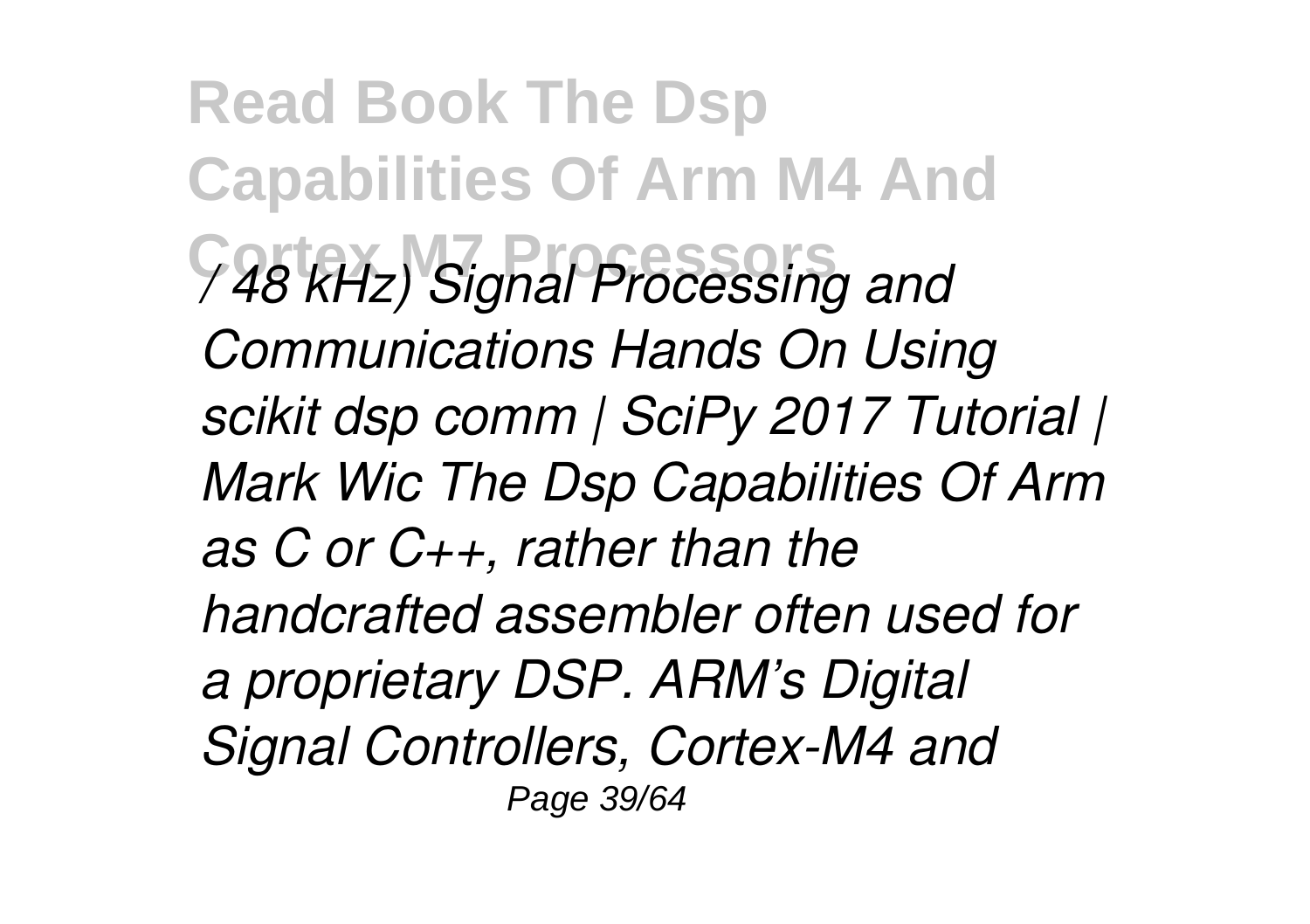*/ 48 kHz) Signal Processing and Communications Hands On Using scikit dsp comm | SciPy 2017 Tutorial | Mark Wic The Dsp Capabilities Of Arm as C or C++, rather than the handcrafted assembler often used for a proprietary DSP. ARM's Digital Signal Controllers, Cortex-M4 and*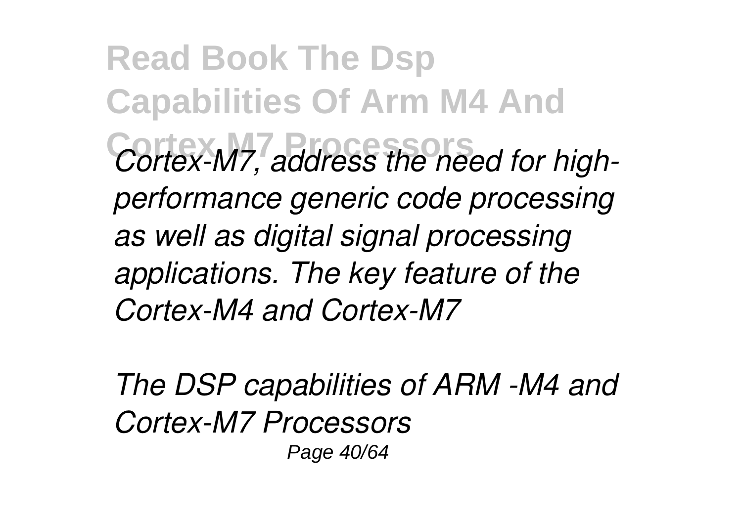*Cortex-M7, address the need for high-performance generic code processing as well as digital signal processing applications. The key feature of the Cortex-M4 and Cortex-M7*

*The DSP capabilities of ARM -M4 and Cortex-M7 Processors*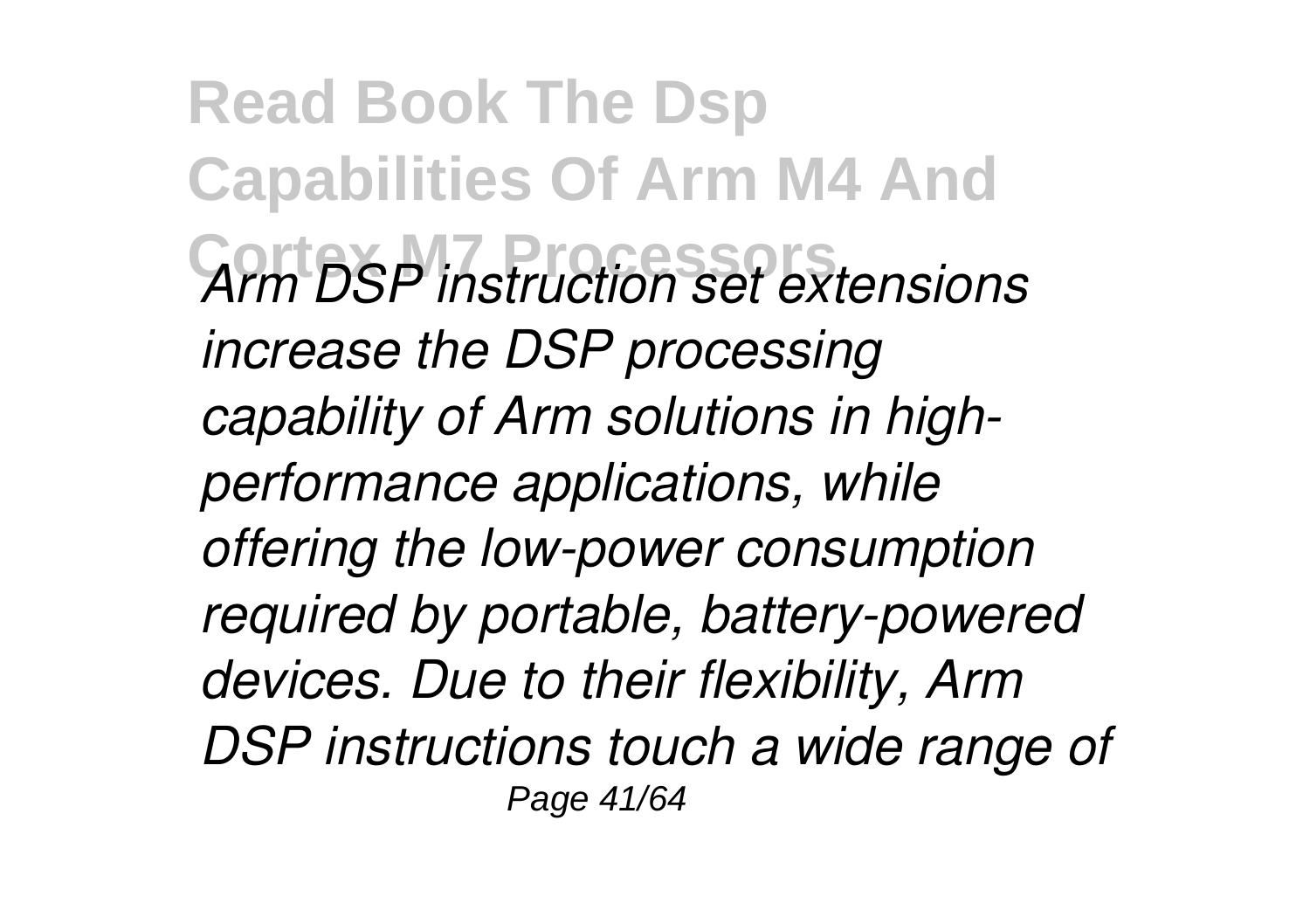*Arm DSP instruction set extensions increase the DSP processing capability of Arm solutions in high-performance applications, while offering the low-power consumption required by portable, battery-powered devices. Due to their flexibility, Arm DSP instructions touch a wide range of*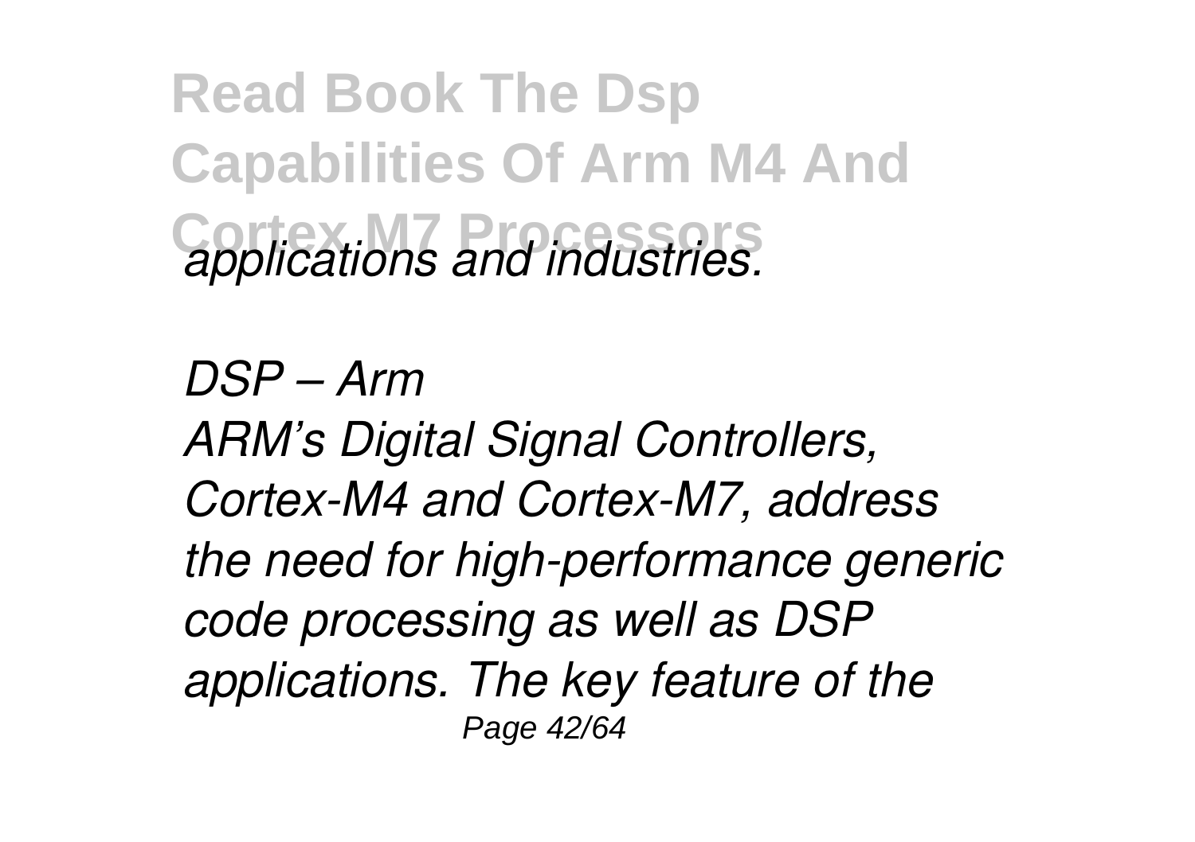*applications and industries.*

*DSP – Arm*

*ARM's Digital Signal Controllers, Cortex-M4 and Cortex-M7, address the need for high-performance generic code processing as well as DSP applications. The key feature of the*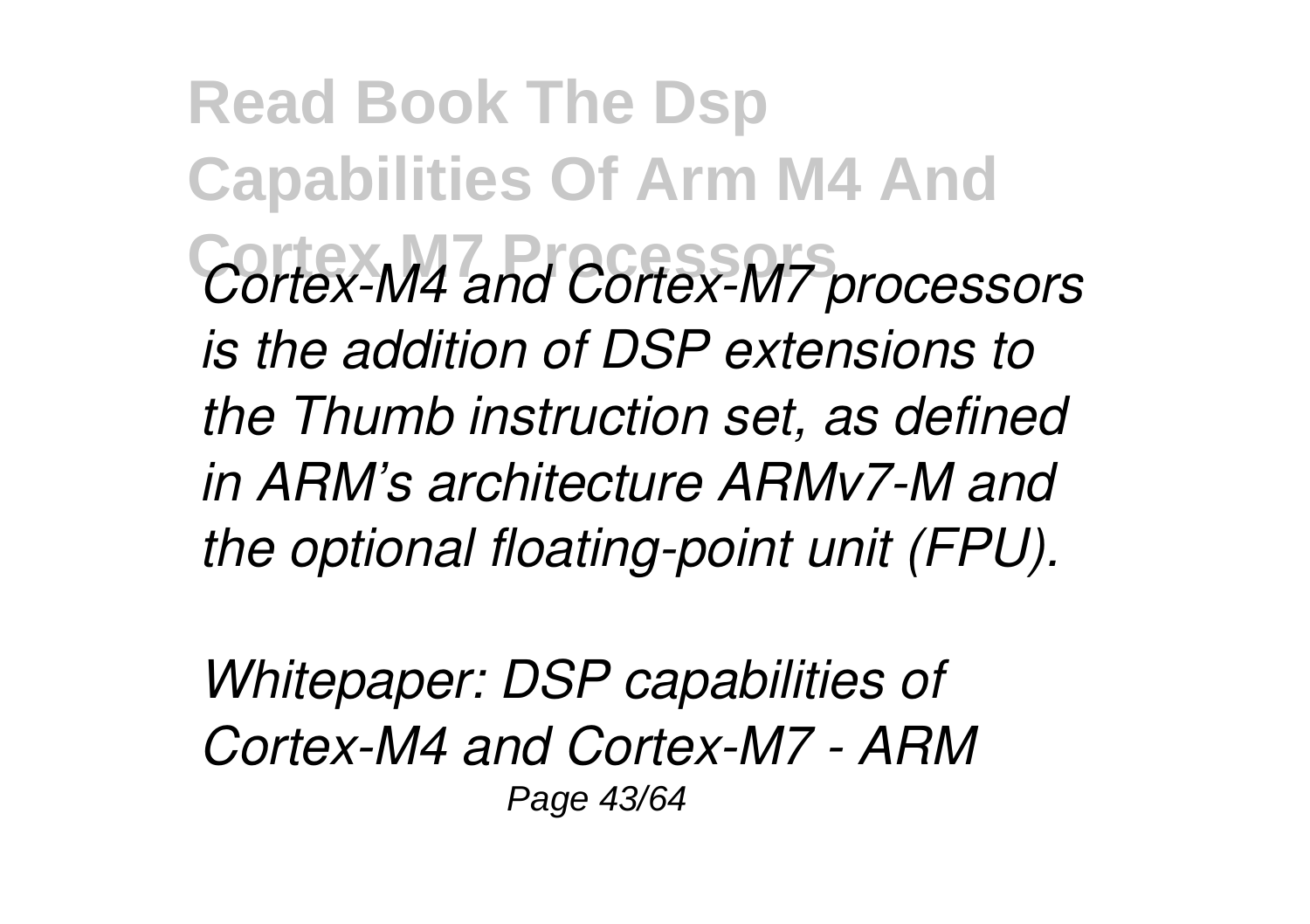*Cortex-M4 and Cortex-M7 processors is the addition of DSP extensions to the Thumb instruction set, as defined in ARM's architecture ARMv7-M and the optional floating-point unit (FPU).*

*Whitepaper: DSP capabilities of Cortex-M4 and Cortex-M7 - ARM*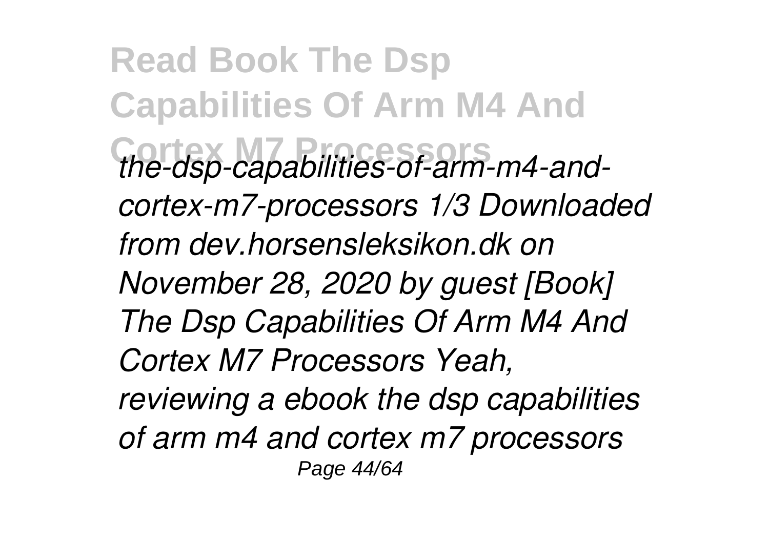*the-dsp-capabilities-of-arm-m4-and-cortex-m7-processors 1/3 Downloaded from dev.horsensleksikon.dk on November 28, 2020 by guest [Book] The Dsp Capabilities Of Arm M4 And Cortex M7 Processors Yeah, reviewing a ebook the dsp capabilities of arm m4 and cortex m7 processors*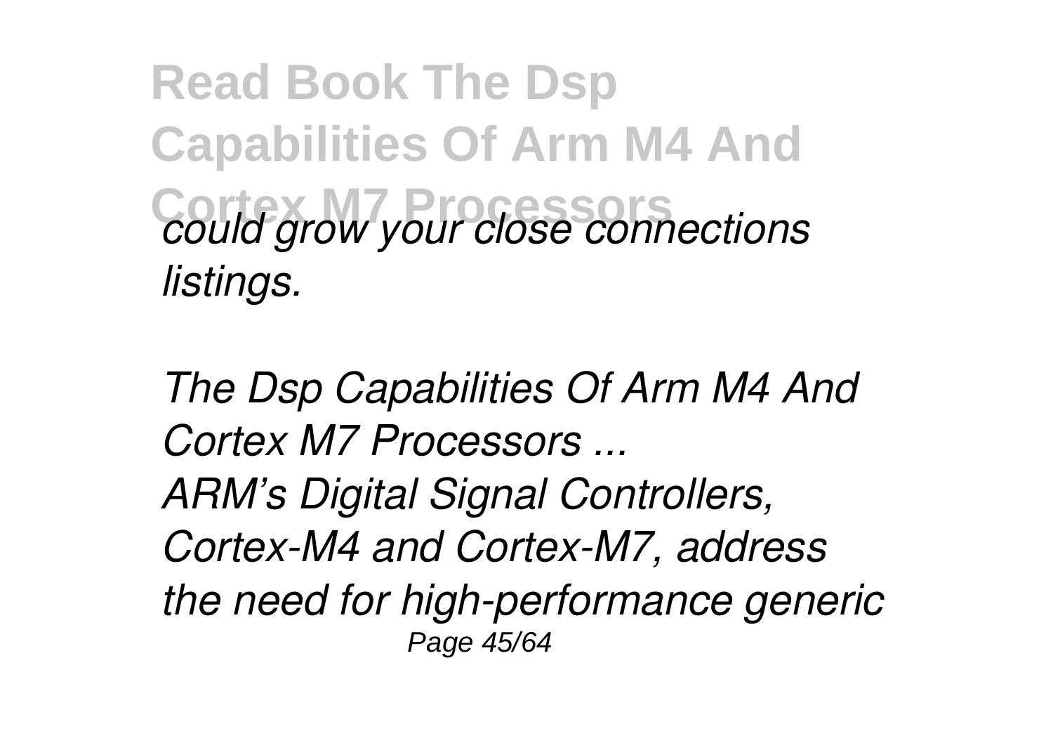*could grow your close connections listings.*

*The Dsp Capabilities Of Arm M4 And Cortex M7 Processors ...*

*ARM's Digital Signal Controllers, Cortex-M4 and Cortex-M7, address the need for high-performance generic*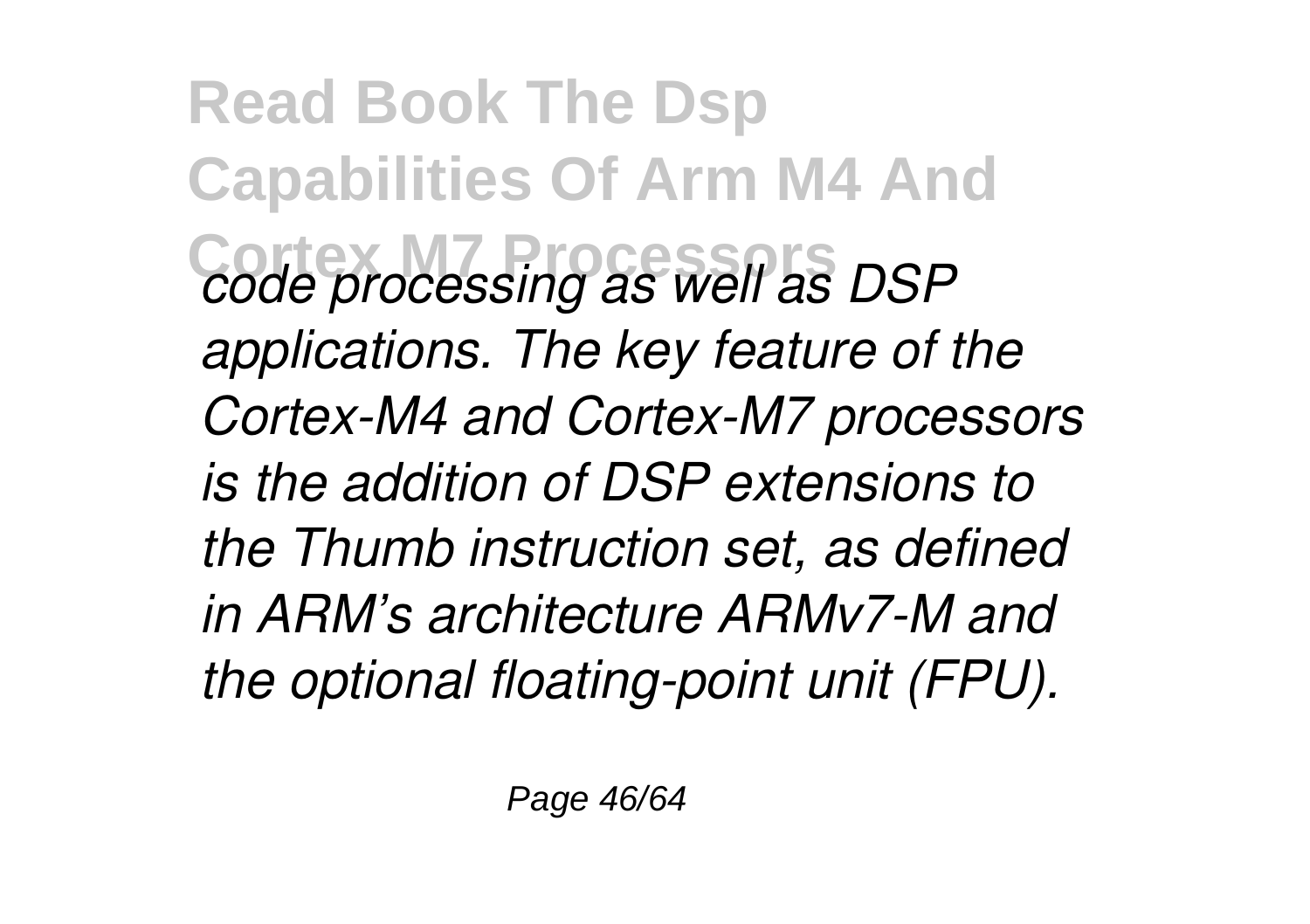*code processing as well as DSP applications. The key feature of the Cortex-M4 and Cortex-M7 processors is the addition of DSP extensions to the Thumb instruction set, as defined in ARM's architecture ARMv7-M and the optional floating-point unit (FPU).*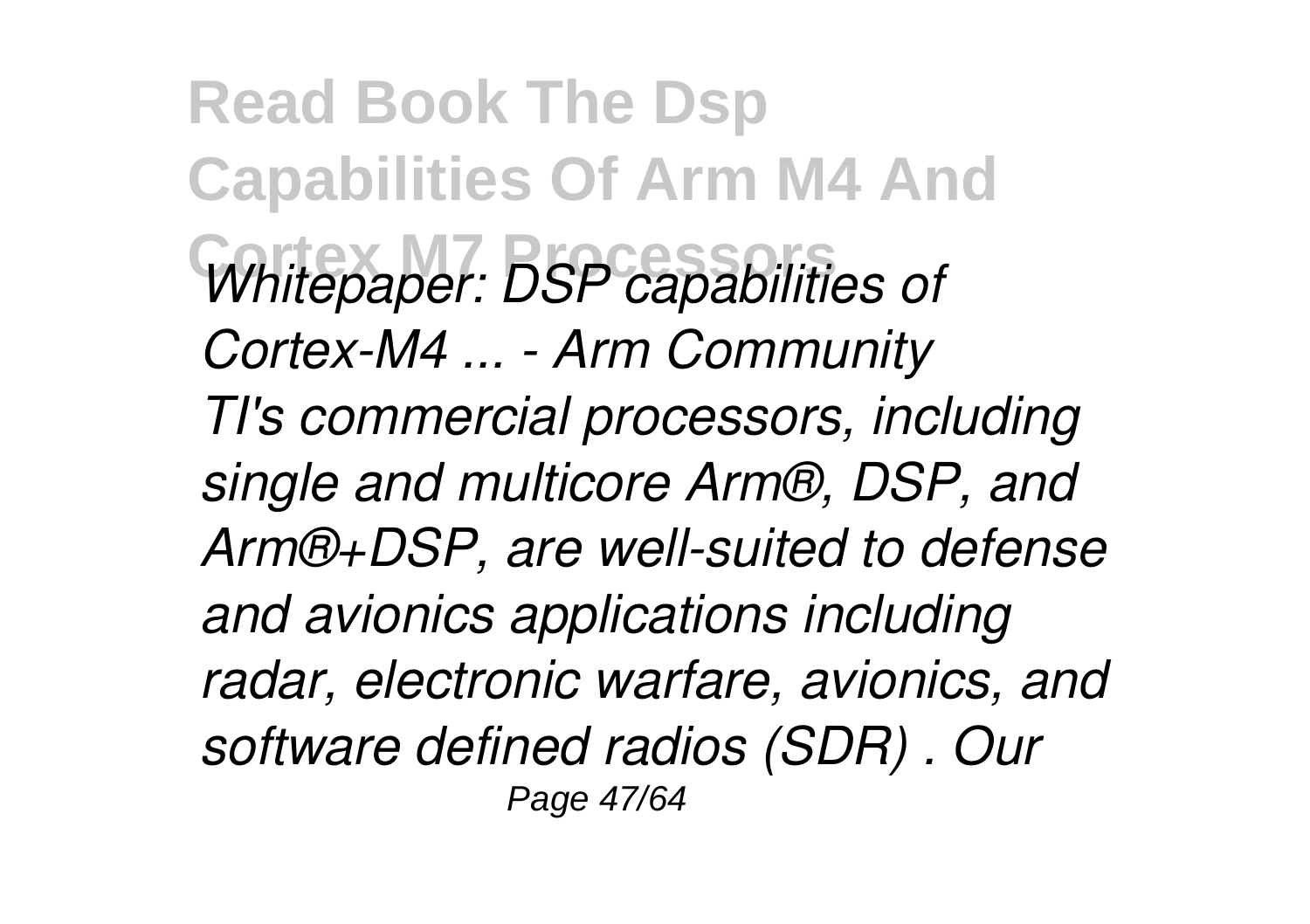*Whitepaper: DSP capabilities of Cortex-M4 ... - Arm Community*

*TI's commercial processors, including single and multicore Arm®, DSP, and Arm®+DSP, are well-suited to defense and avionics applications including radar, electronic warfare, avionics, and software defined radios (SDR) . Our*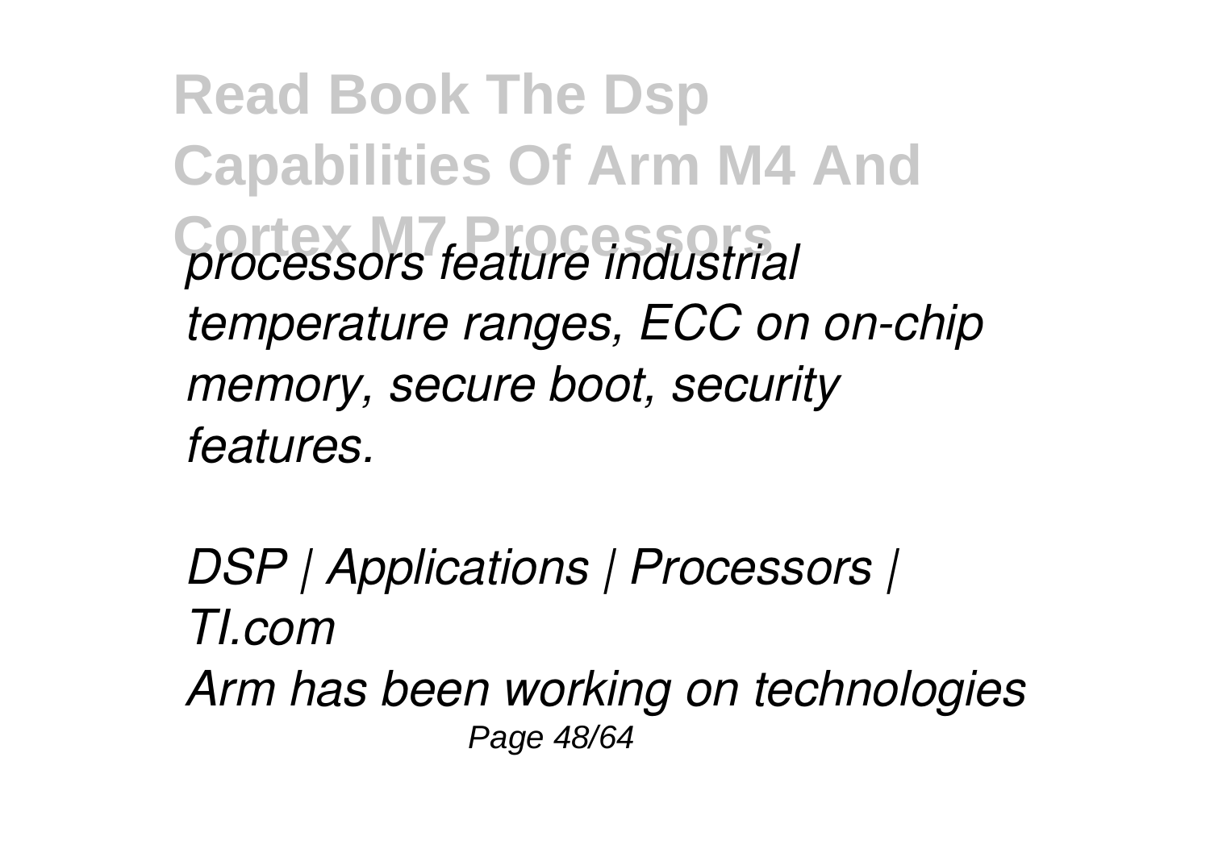*processors feature industrial temperature ranges, ECC on on-chip memory, secure boot, security features.*

*DSP | Applications | Processors | TI.com*

*Arm has been working on technologies*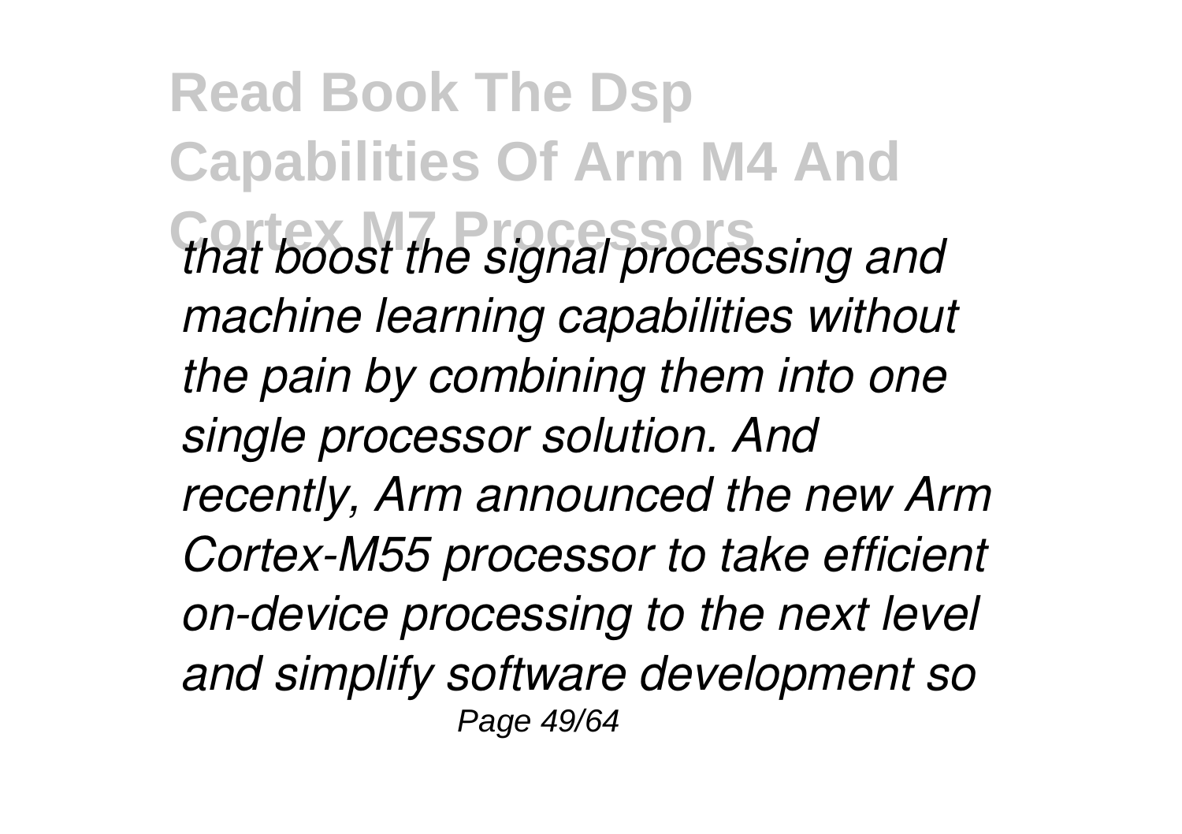*that boost the signal processing and machine learning capabilities without the pain by combining them into one single processor solution. And recently, Arm announced the new Arm Cortex-M55 processor to take efficient on-device processing to the next level and simplify software development so*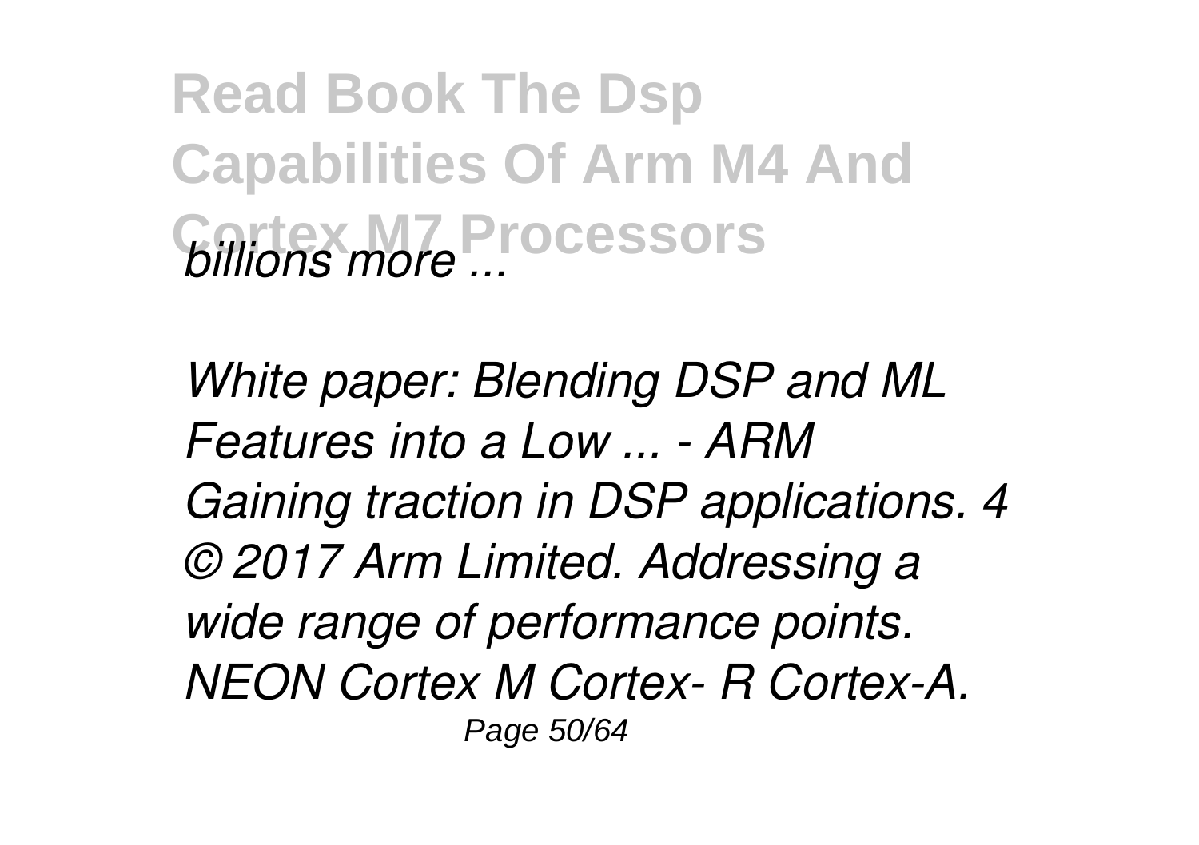*billions more ...*

*White paper: Blending DSP and ML Features into a Low ... - ARM*
*Gaining traction in DSP applications. 4 © 2017 Arm Limited. Addressing a wide range of performance points. NEON Cortex M Cortex- R Cortex-A.*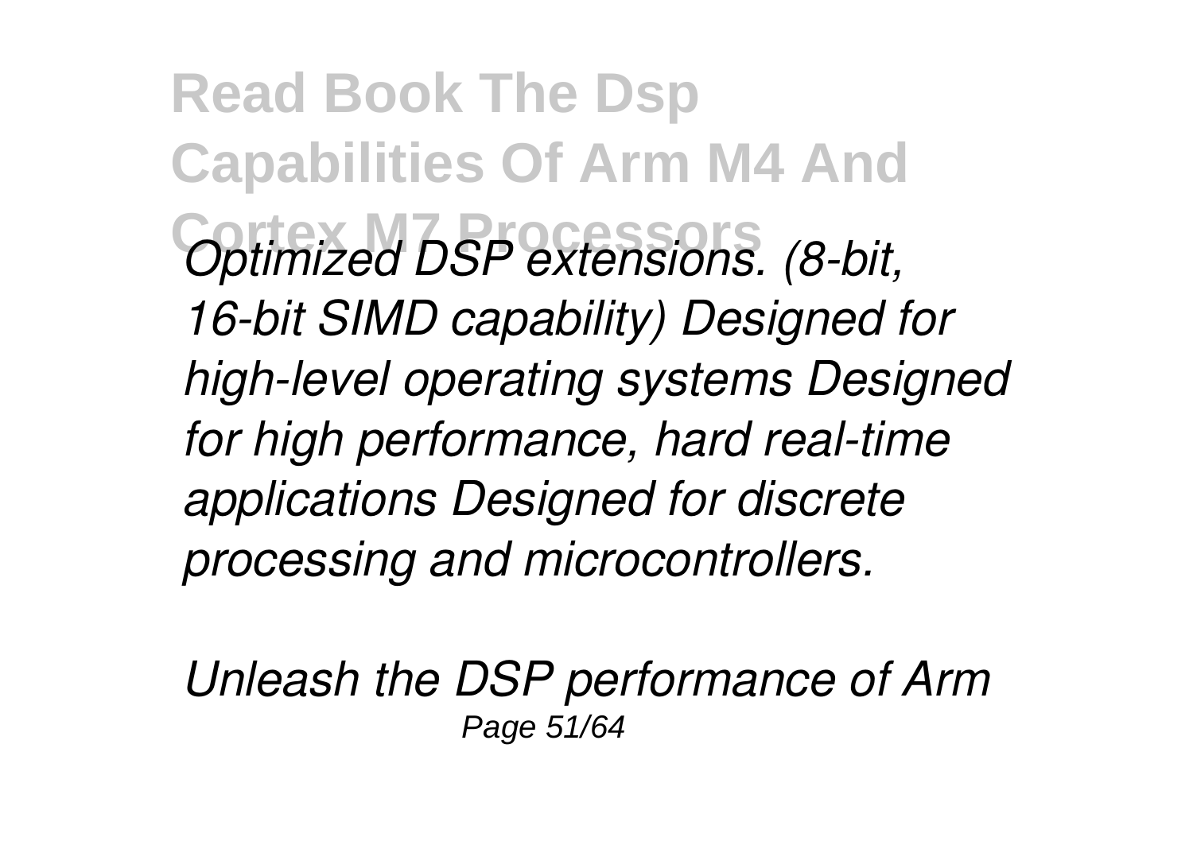*Optimized DSP extensions. (8-bit, 16-bit SIMD capability) Designed for high-level operating systems Designed for high performance, hard real-time applications Designed for discrete processing and microcontrollers.*

*Unleash the DSP performance of Arm*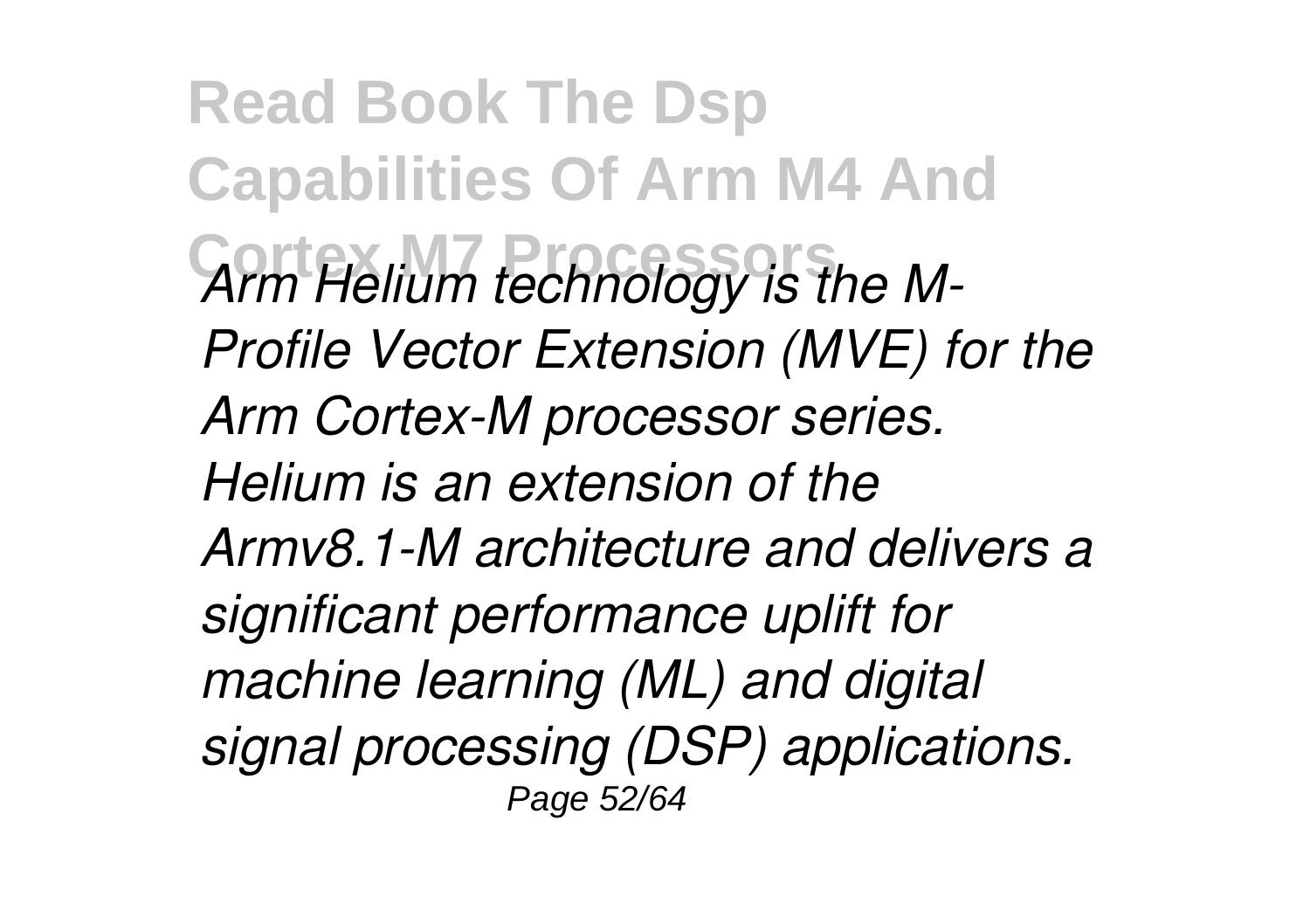*Arm Helium technology is the M-Profile Vector Extension (MVE) for the Arm Cortex-M processor series. Helium is an extension of the Armv8.1-M architecture and delivers a significant performance uplift for machine learning (ML) and digital signal processing (DSP) applications.*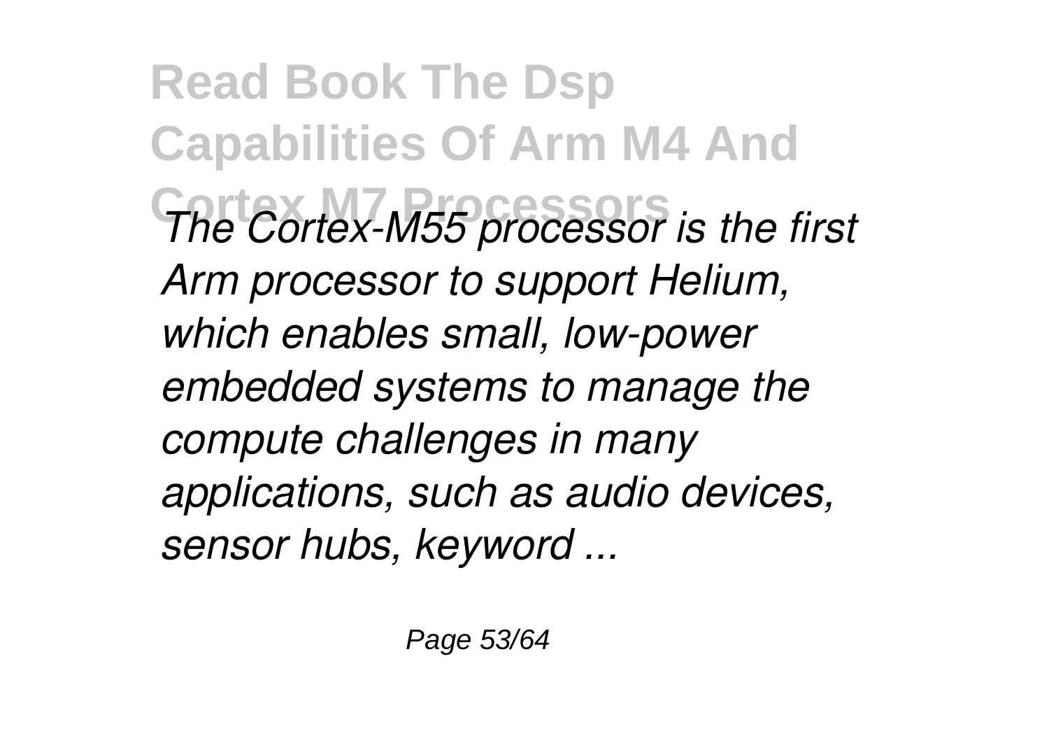*The Cortex-M55 processor is the first Arm processor to support Helium, which enables small, low-power embedded systems to manage the compute challenges in many applications, such as audio devices, sensor hubs, keyword ...*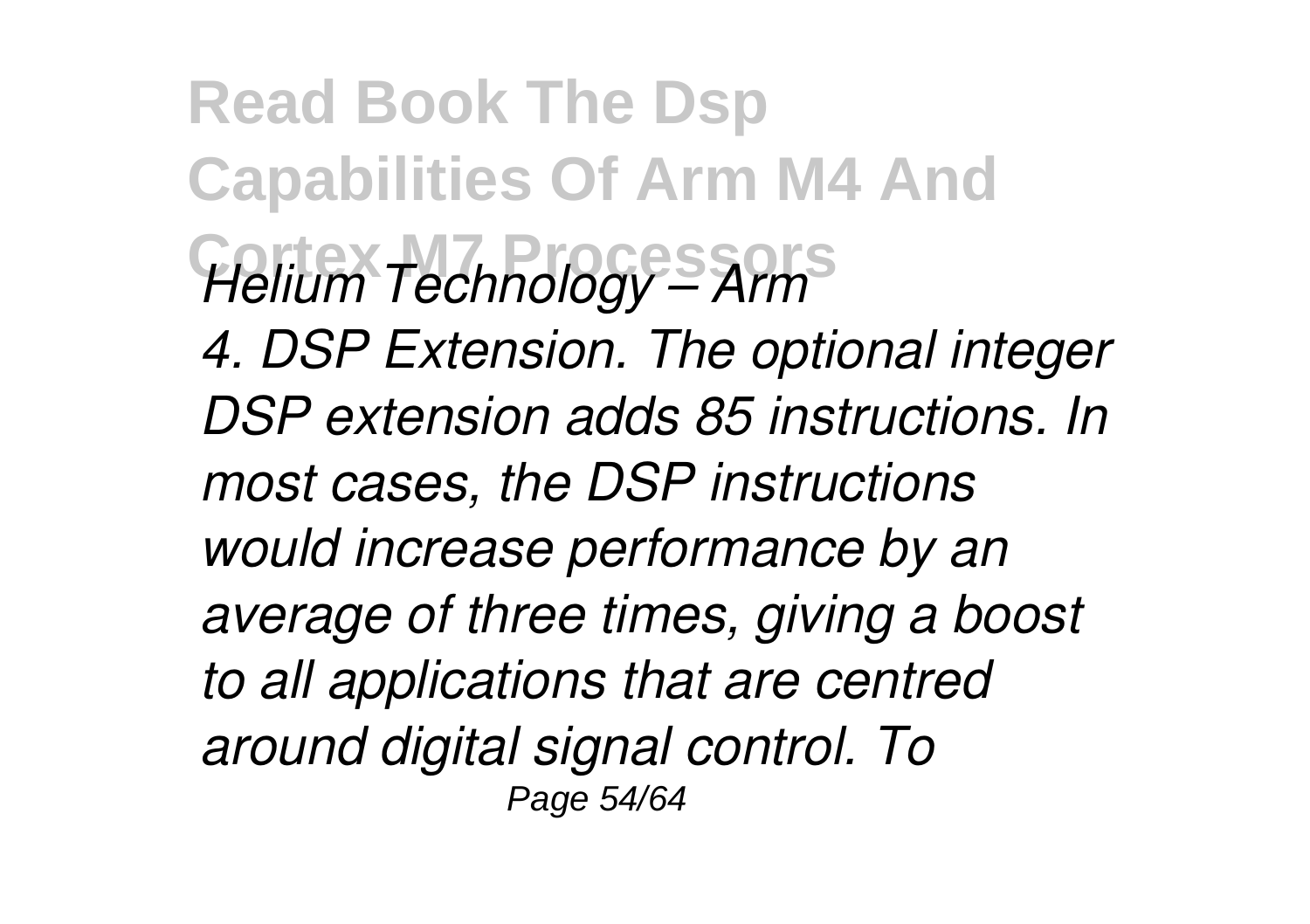*Helium Technology – Arm*

*4. DSP Extension. The optional integer DSP extension adds 85 instructions. In most cases, the DSP instructions would increase performance by an average of three times, giving a boost to all applications that are centred around digital signal control. To*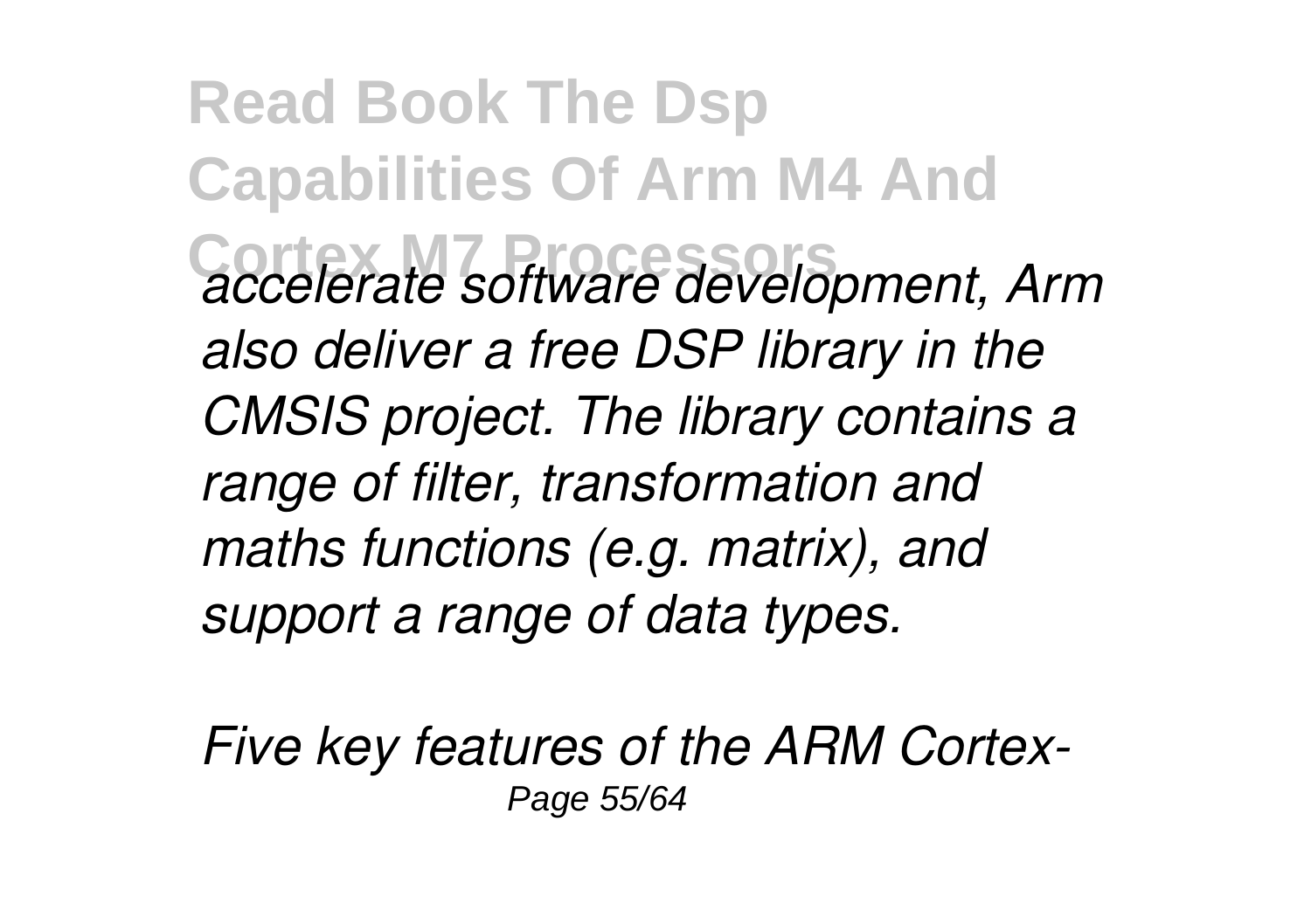*accelerate software development, Arm also deliver a free DSP library in the CMSIS project. The library contains a range of filter, transformation and maths functions (e.g. matrix), and support a range of data types.*

*Five key features of the ARM Cortex-*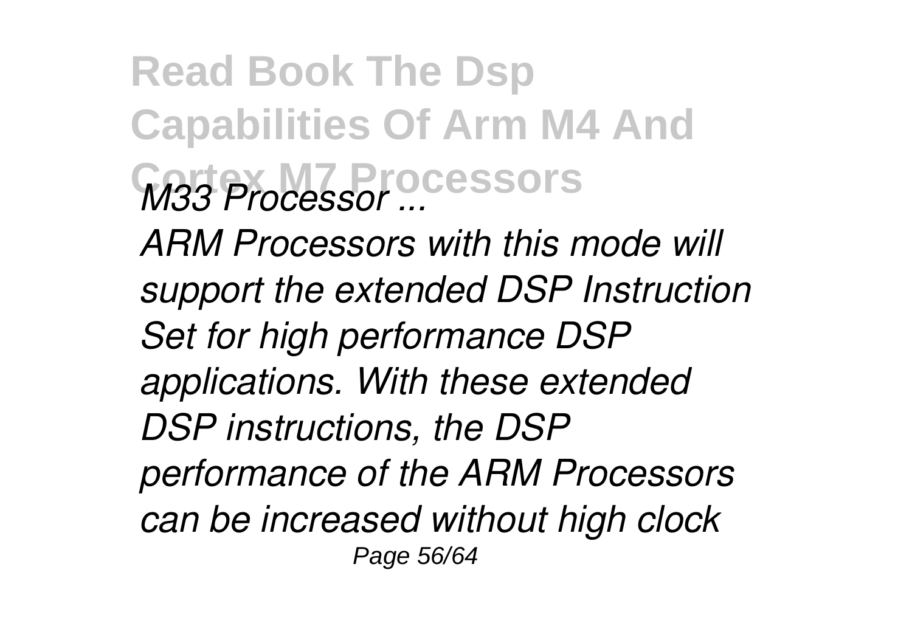*M33 Processor ...*

*ARM Processors with this mode will support the extended DSP Instruction Set for high performance DSP applications. With these extended DSP instructions, the DSP performance of the ARM Processors can be increased without high clock*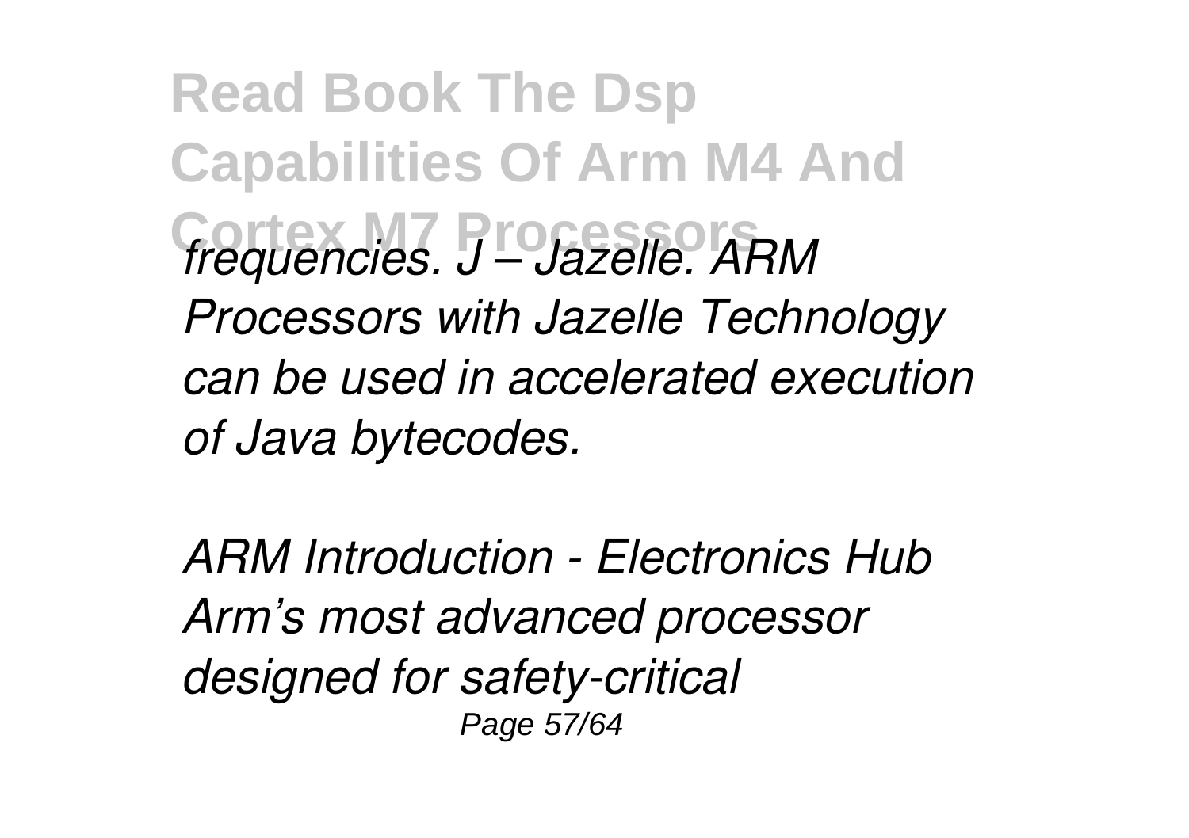*frequencies. J – Jazelle. ARM Processors with Jazelle Technology can be used in accelerated execution of Java bytecodes.*

*ARM Introduction - Electronics Hub Arm's most advanced processor designed for safety-critical*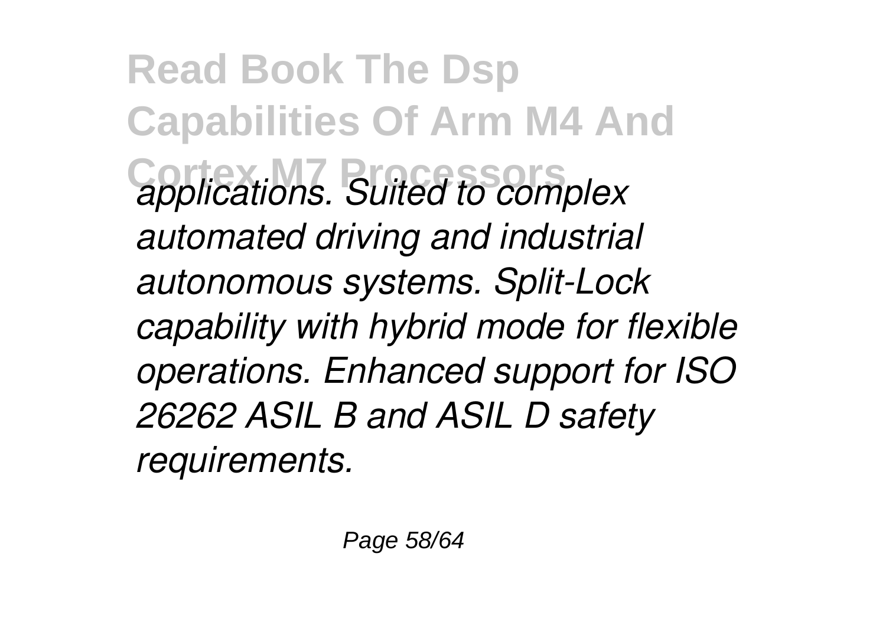*applications. Suited to complex automated driving and industrial autonomous systems. Split-Lock capability with hybrid mode for flexible operations. Enhanced support for ISO 26262 ASIL B and ASIL D safety requirements.*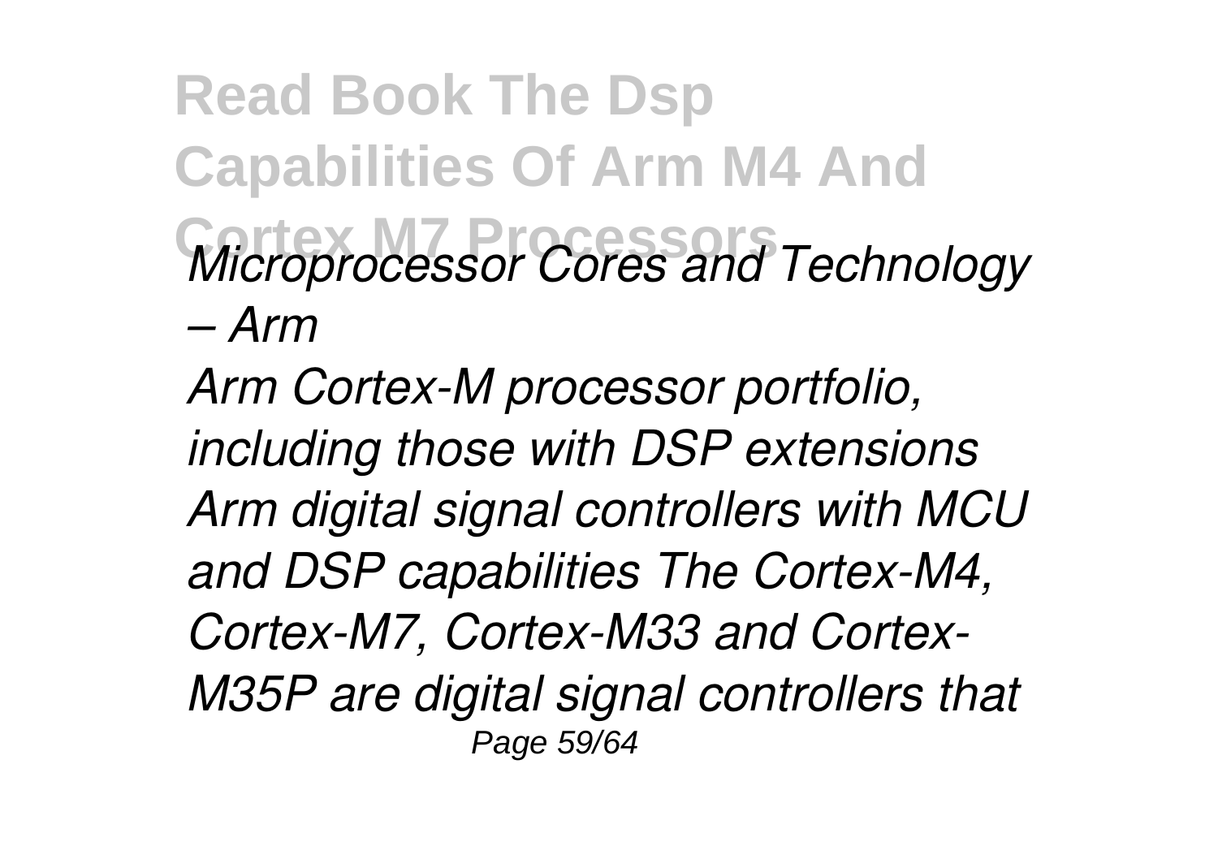*Microprocessor Cores and Technology – Arm*

*Arm Cortex-M processor portfolio, including those with DSP extensions Arm digital signal controllers with MCU and DSP capabilities The Cortex-M4, Cortex-M7, Cortex-M33 and Cortex-M35P are digital signal controllers that*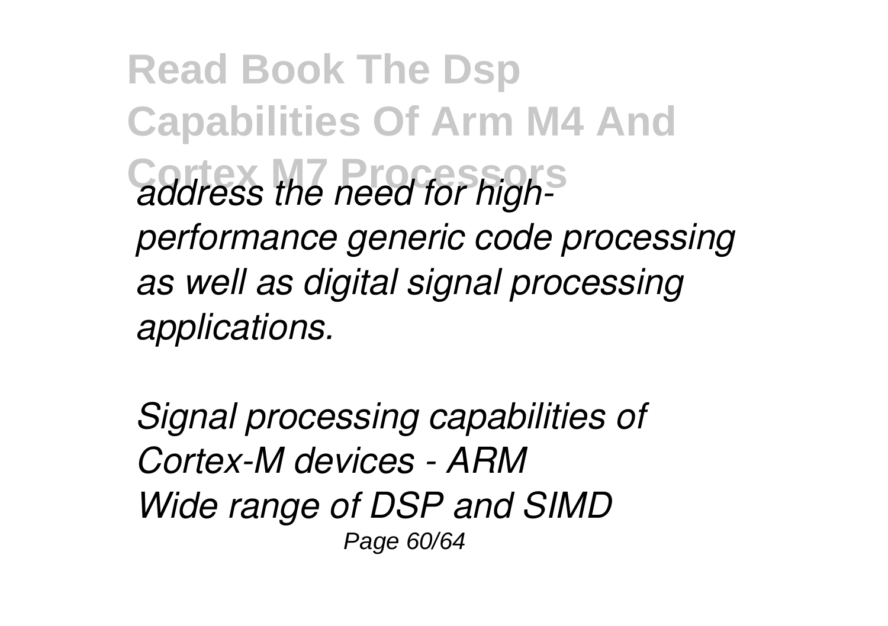*address the need for high-performance generic code processing as well as digital signal processing applications.*

*Signal processing capabilities of Cortex-M devices - ARM*
*Wide range of DSP and SIMD*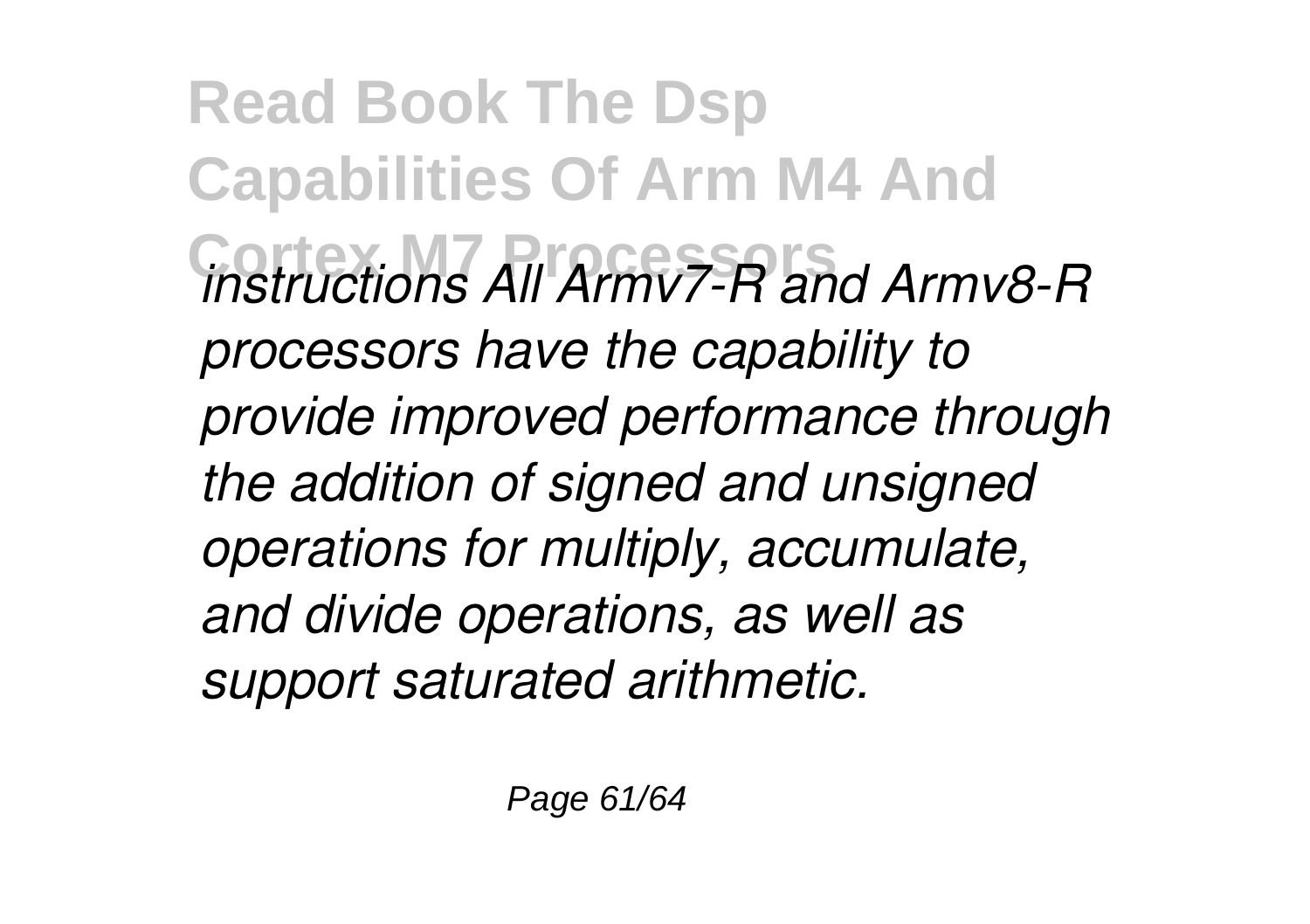*instructions All Armv7-R and Armv8-R processors have the capability to provide improved performance through the addition of signed and unsigned operations for multiply, accumulate, and divide operations, as well as support saturated arithmetic.*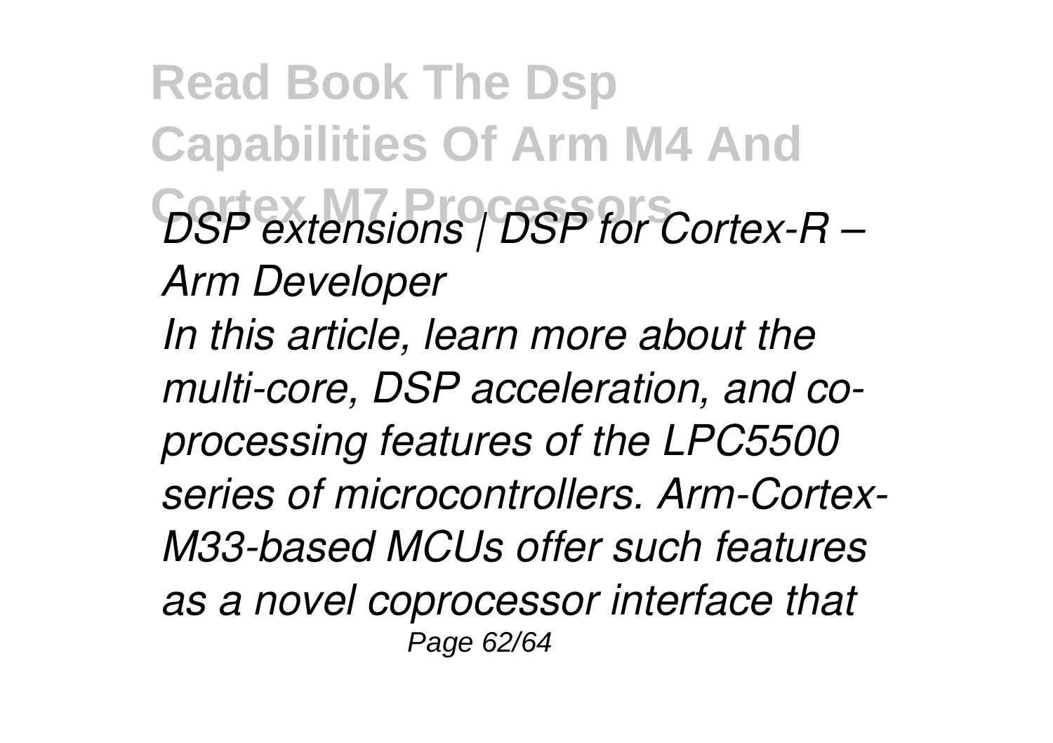*DSP extensions | DSP for Cortex-R – Arm Developer*

*In this article, learn more about the multi-core, DSP acceleration, and co-processing features of the LPC5500 series of microcontrollers. Arm-Cortex-M33-based MCUs offer such features as a novel coprocessor interface that*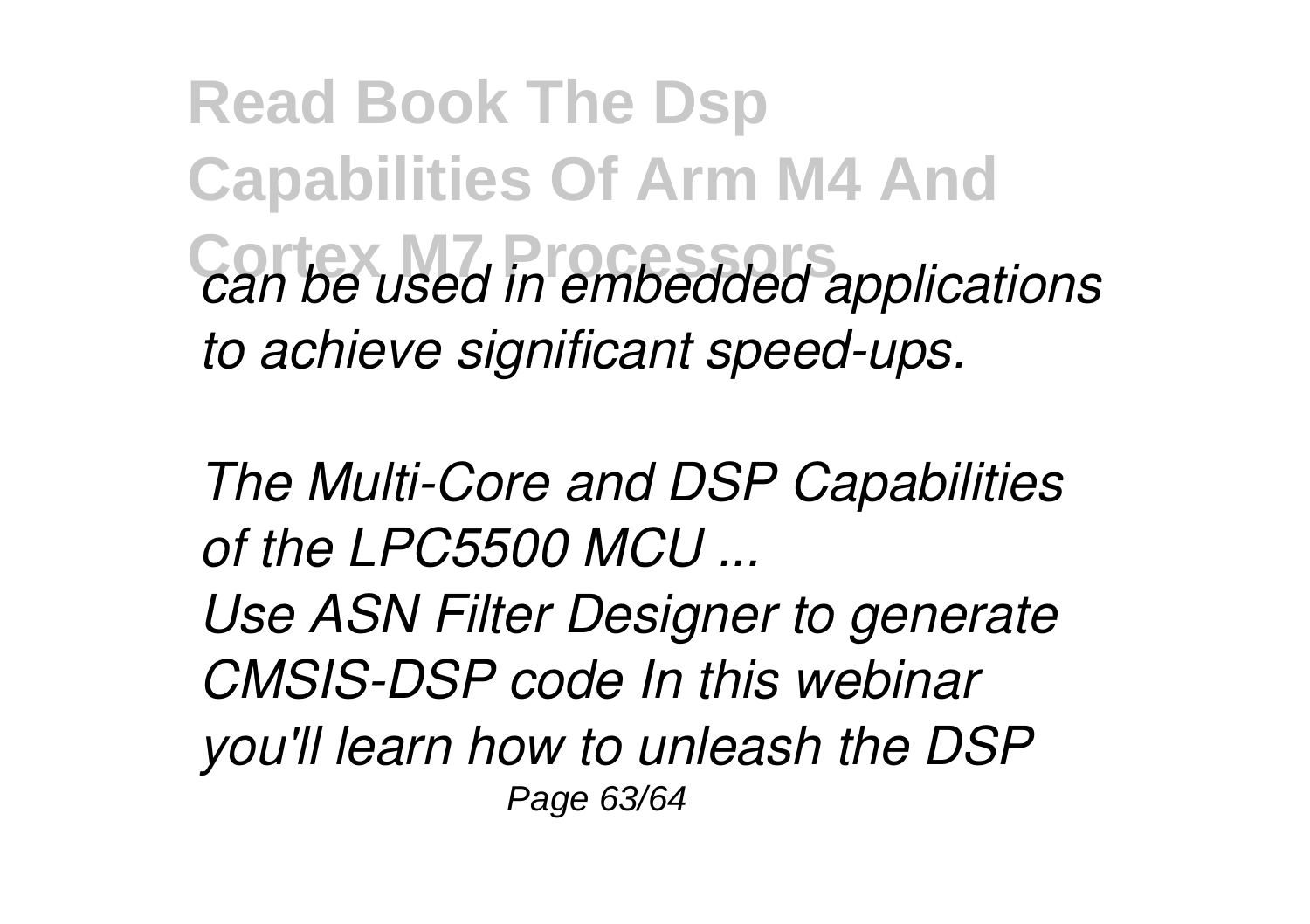*can be used in embedded applications to achieve significant speed-ups.*

*The Multi-Core and DSP Capabilities of the LPC5500 MCU ...*

*Use ASN Filter Designer to generate CMSIS-DSP code In this webinar you'll learn how to unleash the DSP*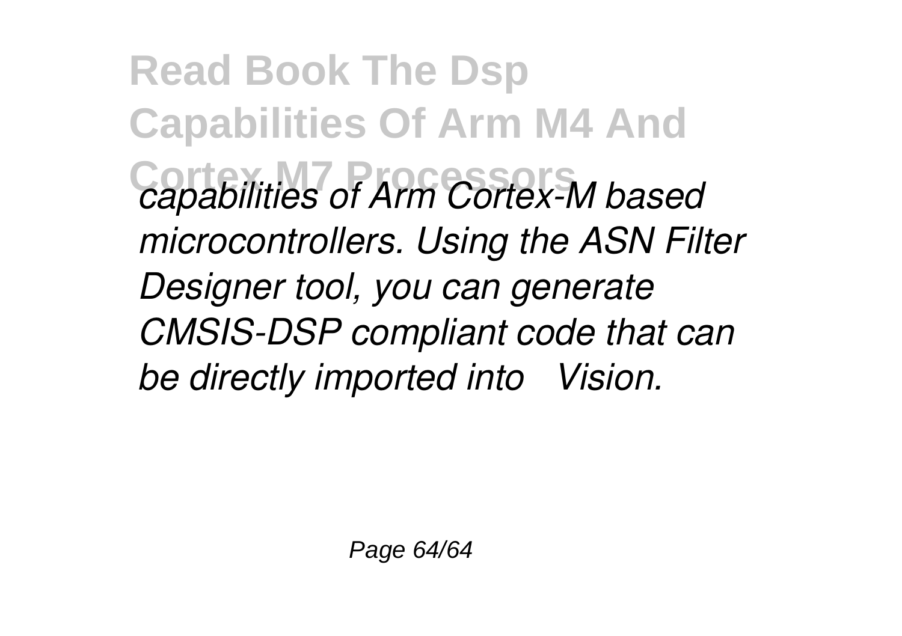*capabilities of Arm Cortex-M based microcontrollers. Using the ASN Filter Designer tool, you can generate CMSIS-DSP compliant code that can be directly imported into  Vision.*